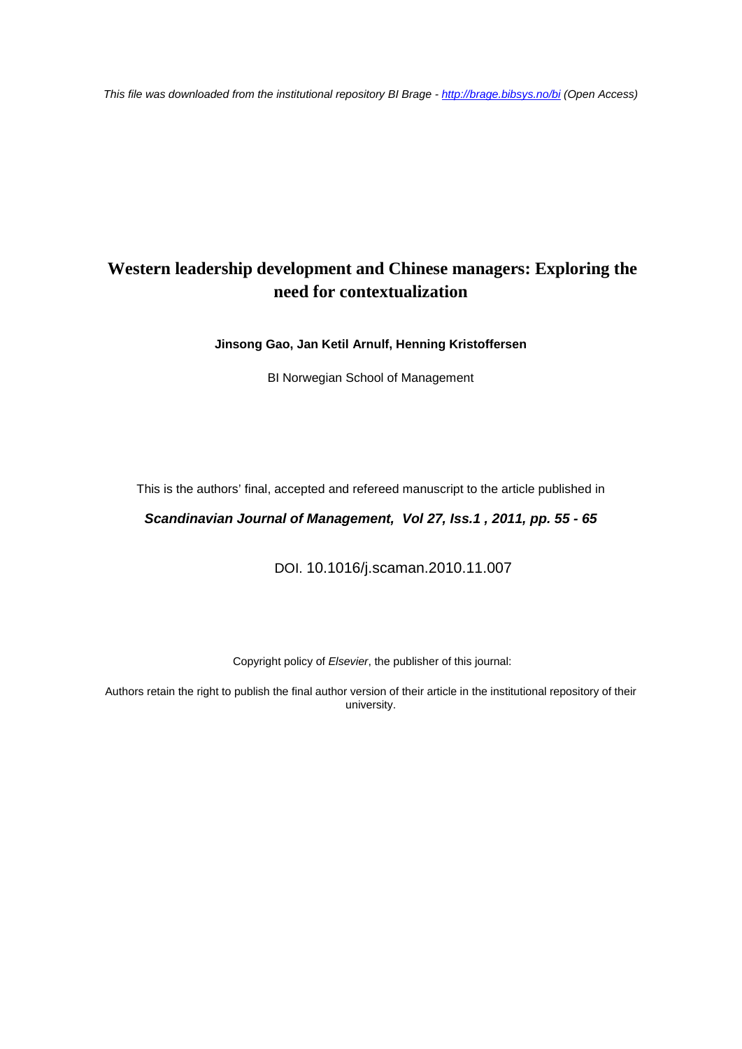*This file was downloaded from the institutional repository BI Brage - http://brage.bibsys.no/bi (Open Access)*

# Western leadership development and Chinese managers: Exploring the need for contextualization

**Jinsong Gao, Jan Ketil Arnulf, Henning Kristoffersen**

BI Norwegian School of Management

This is the authors' final, accepted and refereed manuscript to the article published in

***Scandinavian Journal of Management, Vol 27, Iss.1 , 2011, pp. 55 - 65***

DOI. 10.1016/j.scaman.2010.11.007

Copyright policy of *Elsevier*, the publisher of this journal:

Authors retain the right to publish the final author version of their article in the institutional repository of their university.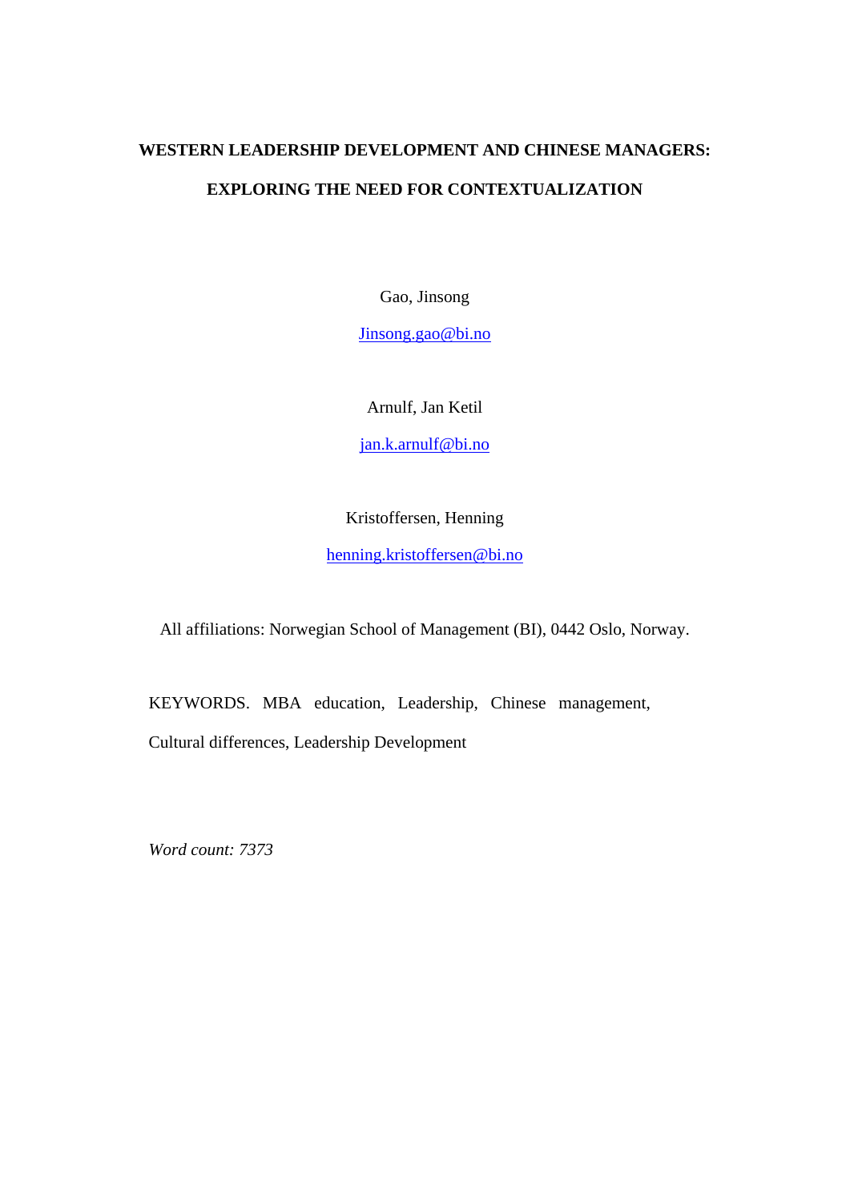# WESTERN LEADERSHIP DEVELOPMENT AND CHINESE MANAGERS:

# EXPLORING THE NEED FOR CONTEXTUALIZATION

Gao, Jinsong

Jinsong.gao@bi.no

Arnulf, Jan Ketil

jan.k.arnulf@bi.no

Kristoffersen, Henning

henning.kristoffersen@bi.no

All affiliations: Norwegian School of Management (BI), 0442 Oslo, Norway.

KEYWORDS. MBA education, Leadership, Chinese management, Cultural differences, Leadership Development

*Word count: 7373*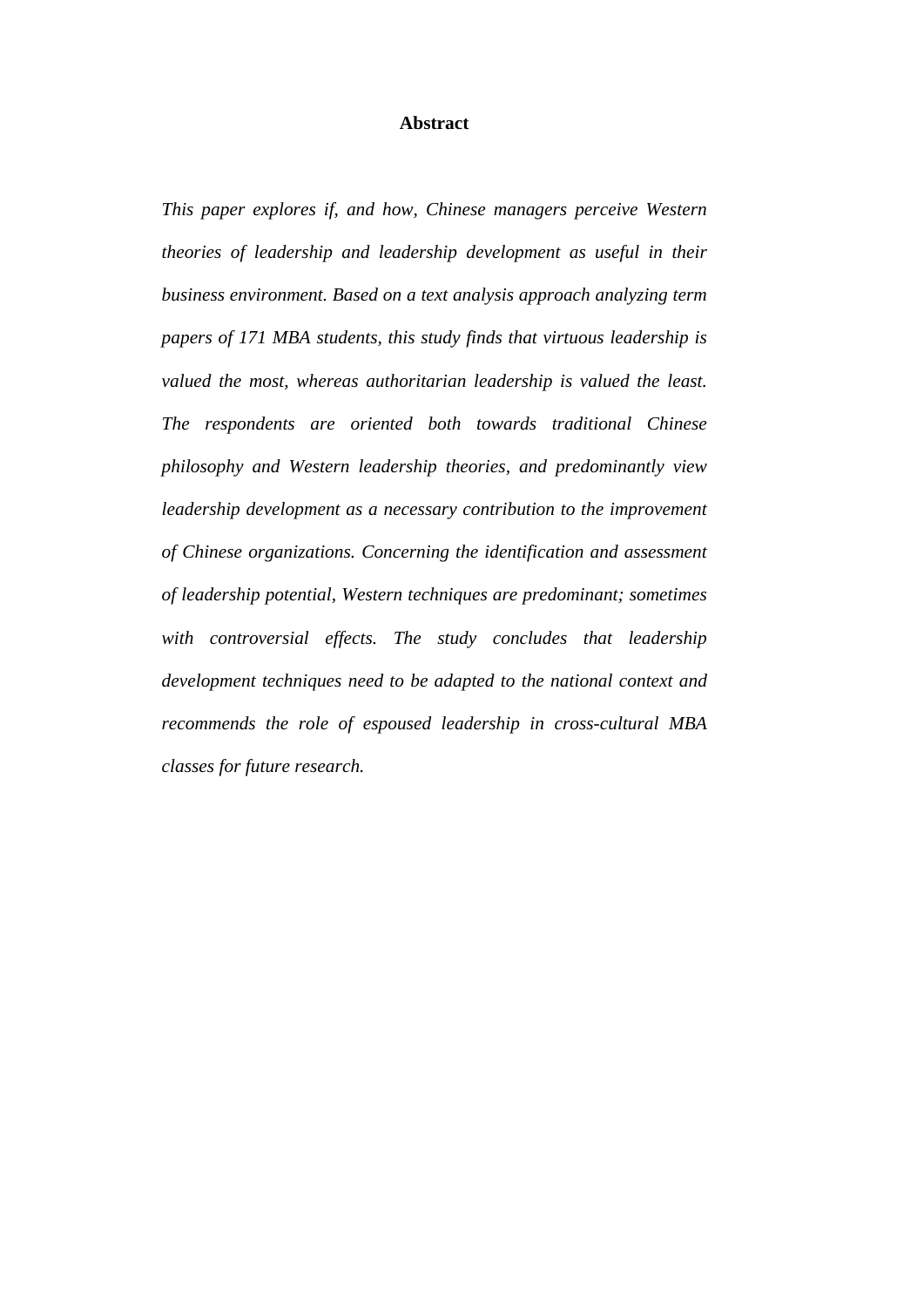# Abstract

*This paper explores if, and how, Chinese managers perceive Western theories of leadership and leadership development as useful in their business environment. Based on a text analysis approach analyzing term papers of 171 MBA students, this study finds that virtuous leadership is valued the most, whereas authoritarian leadership is valued the least. The respondents are oriented both towards traditional Chinese philosophy and Western leadership theories, and predominantly view leadership development as a necessary contribution to the improvement of Chinese organizations. Concerning the identification and assessment of leadership potential, Western techniques are predominant; sometimes with controversial effects. The study concludes that leadership development techniques need to be adapted to the national context and recommends the role of espoused leadership in cross-cultural MBA classes for future research.*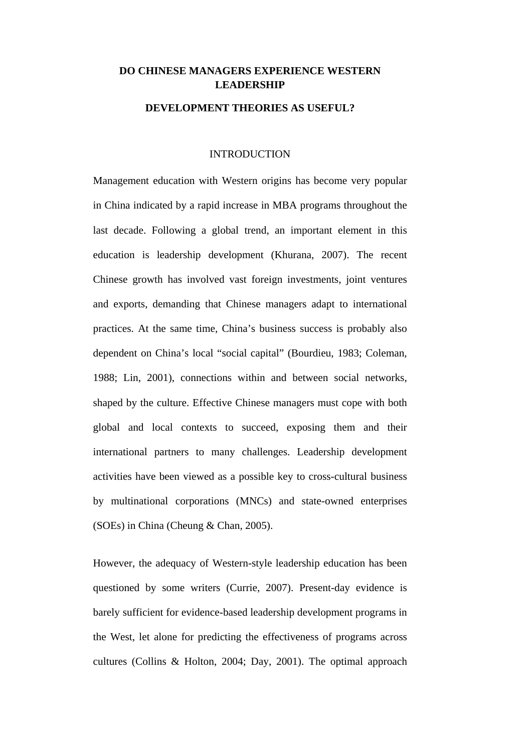# DO CHINESE MANAGERS EXPERIENCE WESTERN LEADERSHIP DEVELOPMENT THEORIES AS USEFUL?

## INTRODUCTION

Management education with Western origins has become very popular in China indicated by a rapid increase in MBA programs throughout the last decade. Following a global trend, an important element in this education is leadership development (Khurana, 2007). The recent Chinese growth has involved vast foreign investments, joint ventures and exports, demanding that Chinese managers adapt to international practices. At the same time, China's business success is probably also dependent on China's local "social capital" (Bourdieu, 1983; Coleman, 1988; Lin, 2001), connections within and between social networks, shaped by the culture. Effective Chinese managers must cope with both global and local contexts to succeed, exposing them and their international partners to many challenges. Leadership development activities have been viewed as a possible key to cross-cultural business by multinational corporations (MNCs) and state-owned enterprises (SOEs) in China (Cheung & Chan, 2005).

However, the adequacy of Western-style leadership education has been questioned by some writers (Currie, 2007). Present-day evidence is barely sufficient for evidence-based leadership development programs in the West, let alone for predicting the effectiveness of programs across cultures (Collins & Holton, 2004; Day, 2001). The optimal approach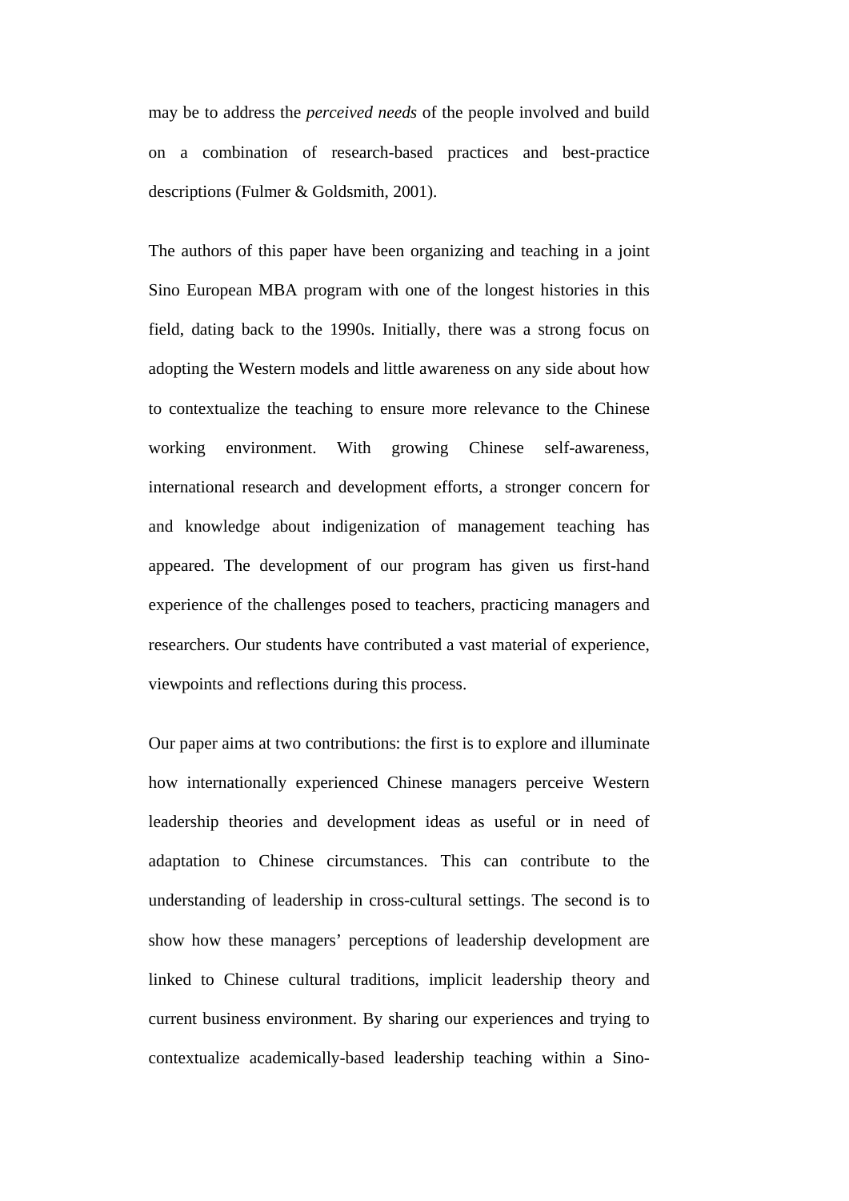may be to address the *perceived needs* of the people involved and build on a combination of research-based practices and best-practice descriptions (Fulmer & Goldsmith, 2001).

The authors of this paper have been organizing and teaching in a joint Sino European MBA program with one of the longest histories in this field, dating back to the 1990s. Initially, there was a strong focus on adopting the Western models and little awareness on any side about how to contextualize the teaching to ensure more relevance to the Chinese working environment. With growing Chinese self-awareness, international research and development efforts, a stronger concern for and knowledge about indigenization of management teaching has appeared. The development of our program has given us first-hand experience of the challenges posed to teachers, practicing managers and researchers. Our students have contributed a vast material of experience, viewpoints and reflections during this process.

Our paper aims at two contributions: the first is to explore and illuminate how internationally experienced Chinese managers perceive Western leadership theories and development ideas as useful or in need of adaptation to Chinese circumstances. This can contribute to the understanding of leadership in cross-cultural settings. The second is to show how these managers' perceptions of leadership development are linked to Chinese cultural traditions, implicit leadership theory and current business environment. By sharing our experiences and trying to contextualize academically-based leadership teaching within a Sino-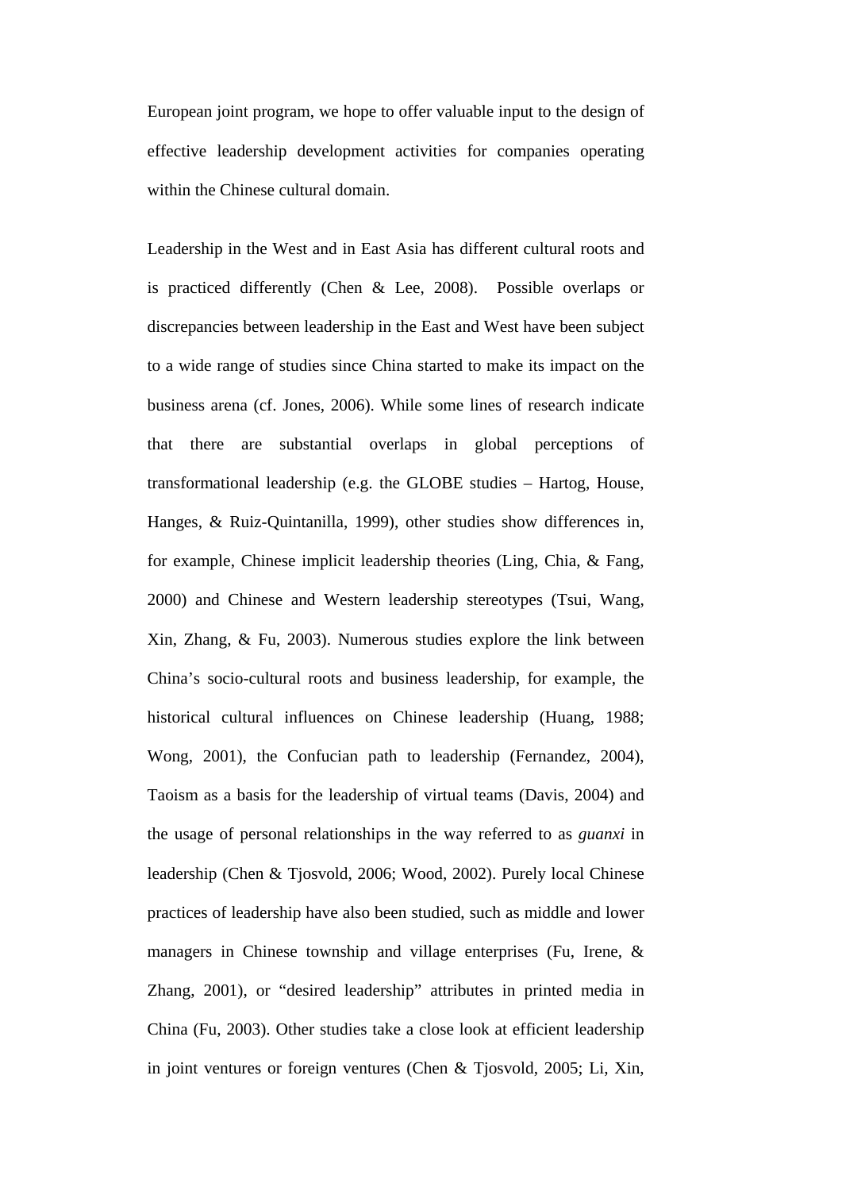European joint program, we hope to offer valuable input to the design of effective leadership development activities for companies operating within the Chinese cultural domain.

Leadership in the West and in East Asia has different cultural roots and is practiced differently (Chen & Lee, 2008). Possible overlaps or discrepancies between leadership in the East and West have been subject to a wide range of studies since China started to make its impact on the business arena (cf. Jones, 2006). While some lines of research indicate that there are substantial overlaps in global perceptions of transformational leadership (e.g. the GLOBE studies – Hartog, House, Hanges, & Ruiz-Quintanilla, 1999), other studies show differences in, for example, Chinese implicit leadership theories (Ling, Chia, & Fang, 2000) and Chinese and Western leadership stereotypes (Tsui, Wang, Xin, Zhang, & Fu, 2003). Numerous studies explore the link between China's socio-cultural roots and business leadership, for example, the historical cultural influences on Chinese leadership (Huang, 1988; Wong, 2001), the Confucian path to leadership (Fernandez, 2004), Taoism as a basis for the leadership of virtual teams (Davis, 2004) and the usage of personal relationships in the way referred to as *guanxi* in leadership (Chen & Tjosvold, 2006; Wood, 2002). Purely local Chinese practices of leadership have also been studied, such as middle and lower managers in Chinese township and village enterprises (Fu, Irene, & Zhang, 2001), or "desired leadership" attributes in printed media in China (Fu, 2003). Other studies take a close look at efficient leadership in joint ventures or foreign ventures (Chen & Tjosvold, 2005; Li, Xin,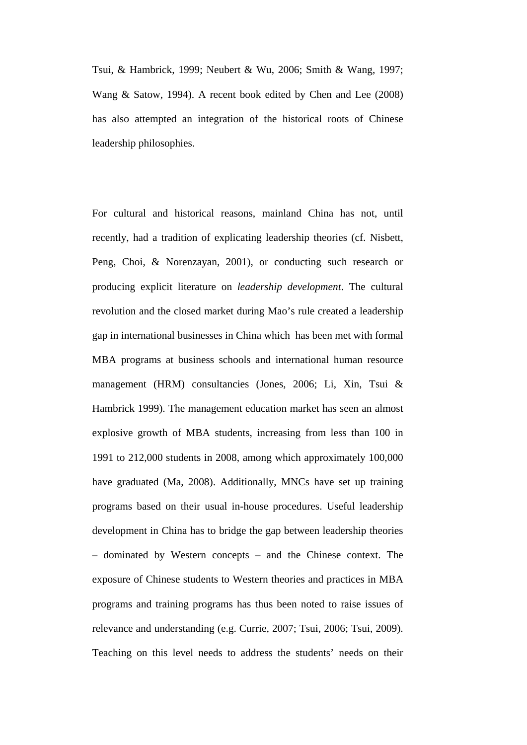Tsui, & Hambrick, 1999; Neubert & Wu, 2006; Smith & Wang, 1997; Wang & Satow, 1994). A recent book edited by Chen and Lee (2008) has also attempted an integration of the historical roots of Chinese leadership philosophies.

For cultural and historical reasons, mainland China has not, until recently, had a tradition of explicating leadership theories (cf. Nisbett, Peng, Choi, & Norenzayan, 2001), or conducting such research or producing explicit literature on *leadership development*. The cultural revolution and the closed market during Mao's rule created a leadership gap in international businesses in China which has been met with formal MBA programs at business schools and international human resource management (HRM) consultancies (Jones, 2006; Li, Xin, Tsui & Hambrick 1999). The management education market has seen an almost explosive growth of MBA students, increasing from less than 100 in 1991 to 212,000 students in 2008, among which approximately 100,000 have graduated (Ma, 2008). Additionally, MNCs have set up training programs based on their usual in-house procedures. Useful leadership development in China has to bridge the gap between leadership theories – dominated by Western concepts – and the Chinese context. The exposure of Chinese students to Western theories and practices in MBA programs and training programs has thus been noted to raise issues of relevance and understanding (e.g. Currie, 2007; Tsui, 2006; Tsui, 2009). Teaching on this level needs to address the students' needs on their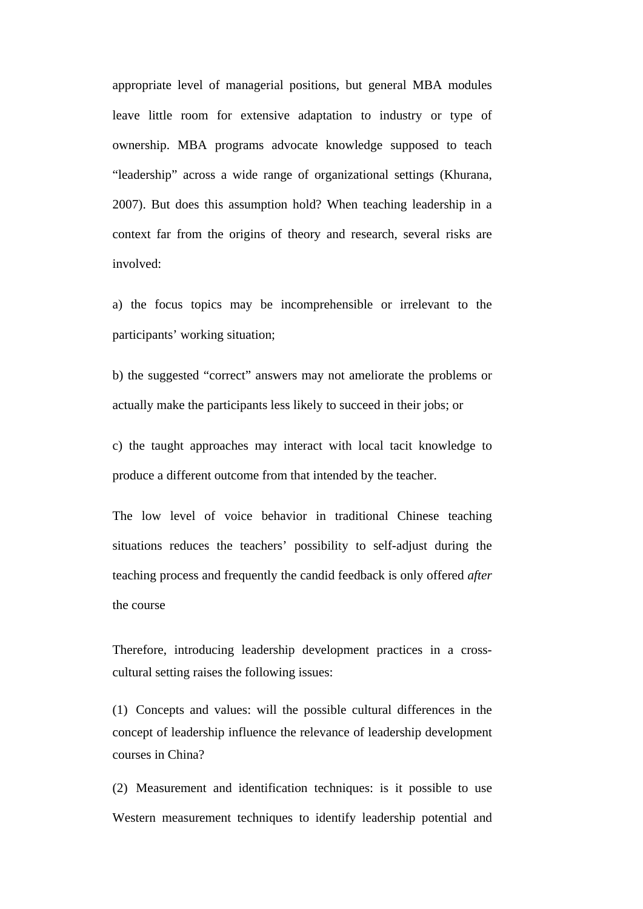appropriate level of managerial positions, but general MBA modules leave little room for extensive adaptation to industry or type of ownership. MBA programs advocate knowledge supposed to teach “leadership” across a wide range of organizational settings (Khurana, 2007). But does this assumption hold? When teaching leadership in a context far from the origins of theory and research, several risks are involved:

a) the focus topics may be incomprehensible or irrelevant to the participants’ working situation;

b) the suggested “correct” answers may not ameliorate the problems or actually make the participants less likely to succeed in their jobs; or

c) the taught approaches may interact with local tacit knowledge to produce a different outcome from that intended by the teacher.

The low level of voice behavior in traditional Chinese teaching situations reduces the teachers’ possibility to self-adjust during the teaching process and frequently the candid feedback is only offered *after* the course

Therefore, introducing leadership development practices in a cross-cultural setting raises the following issues:

(1) Concepts and values: will the possible cultural differences in the concept of leadership influence the relevance of leadership development courses in China?

(2) Measurement and identification techniques: is it possible to use Western measurement techniques to identify leadership potential and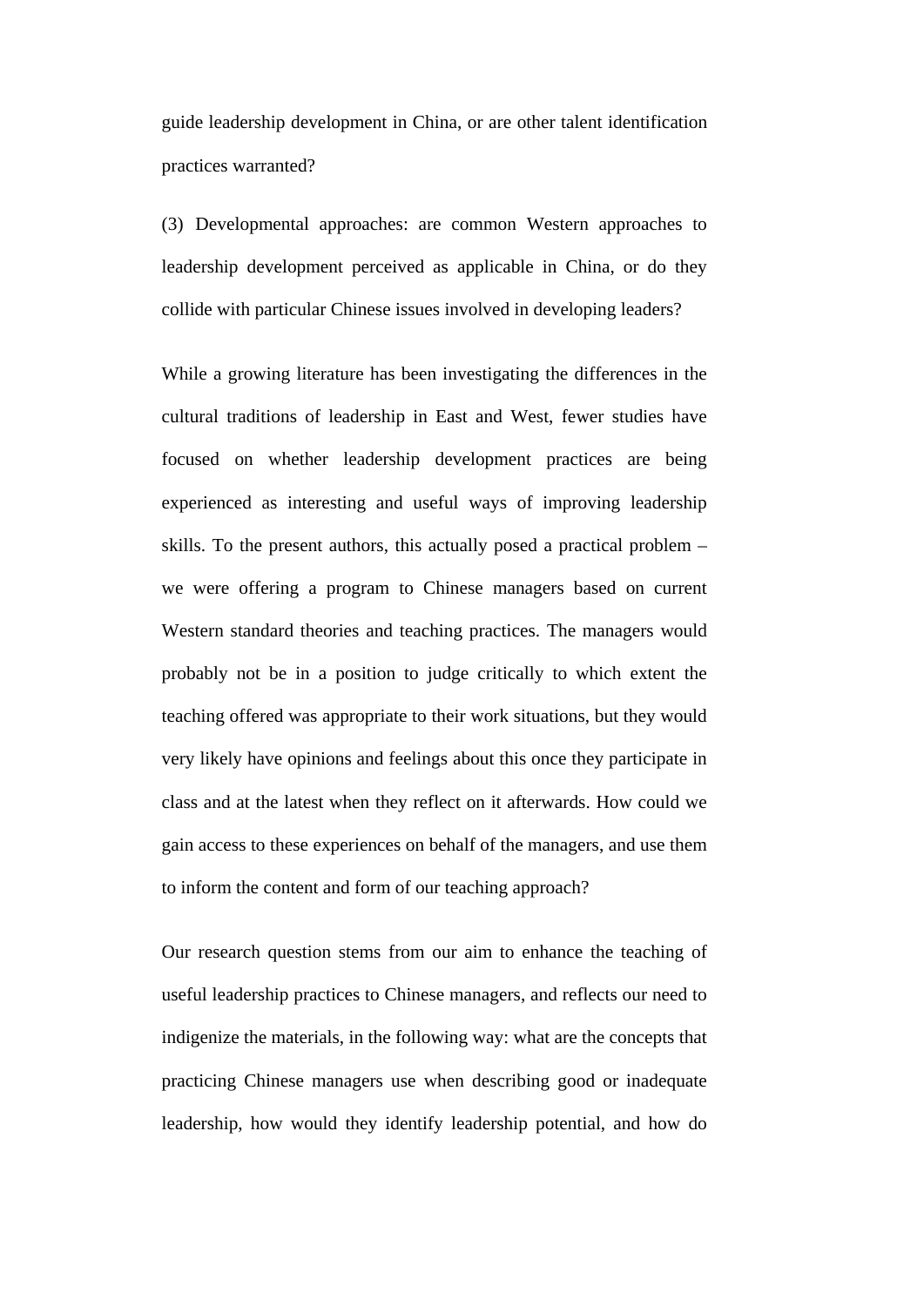guide leadership development in China, or are other talent identification practices warranted?

(3) Developmental approaches: are common Western approaches to leadership development perceived as applicable in China, or do they collide with particular Chinese issues involved in developing leaders?

While a growing literature has been investigating the differences in the cultural traditions of leadership in East and West, fewer studies have focused on whether leadership development practices are being experienced as interesting and useful ways of improving leadership skills. To the present authors, this actually posed a practical problem – we were offering a program to Chinese managers based on current Western standard theories and teaching practices. The managers would probably not be in a position to judge critically to which extent the teaching offered was appropriate to their work situations, but they would very likely have opinions and feelings about this once they participate in class and at the latest when they reflect on it afterwards. How could we gain access to these experiences on behalf of the managers, and use them to inform the content and form of our teaching approach?

Our research question stems from our aim to enhance the teaching of useful leadership practices to Chinese managers, and reflects our need to indigenize the materials, in the following way: what are the concepts that practicing Chinese managers use when describing good or inadequate leadership, how would they identify leadership potential, and how do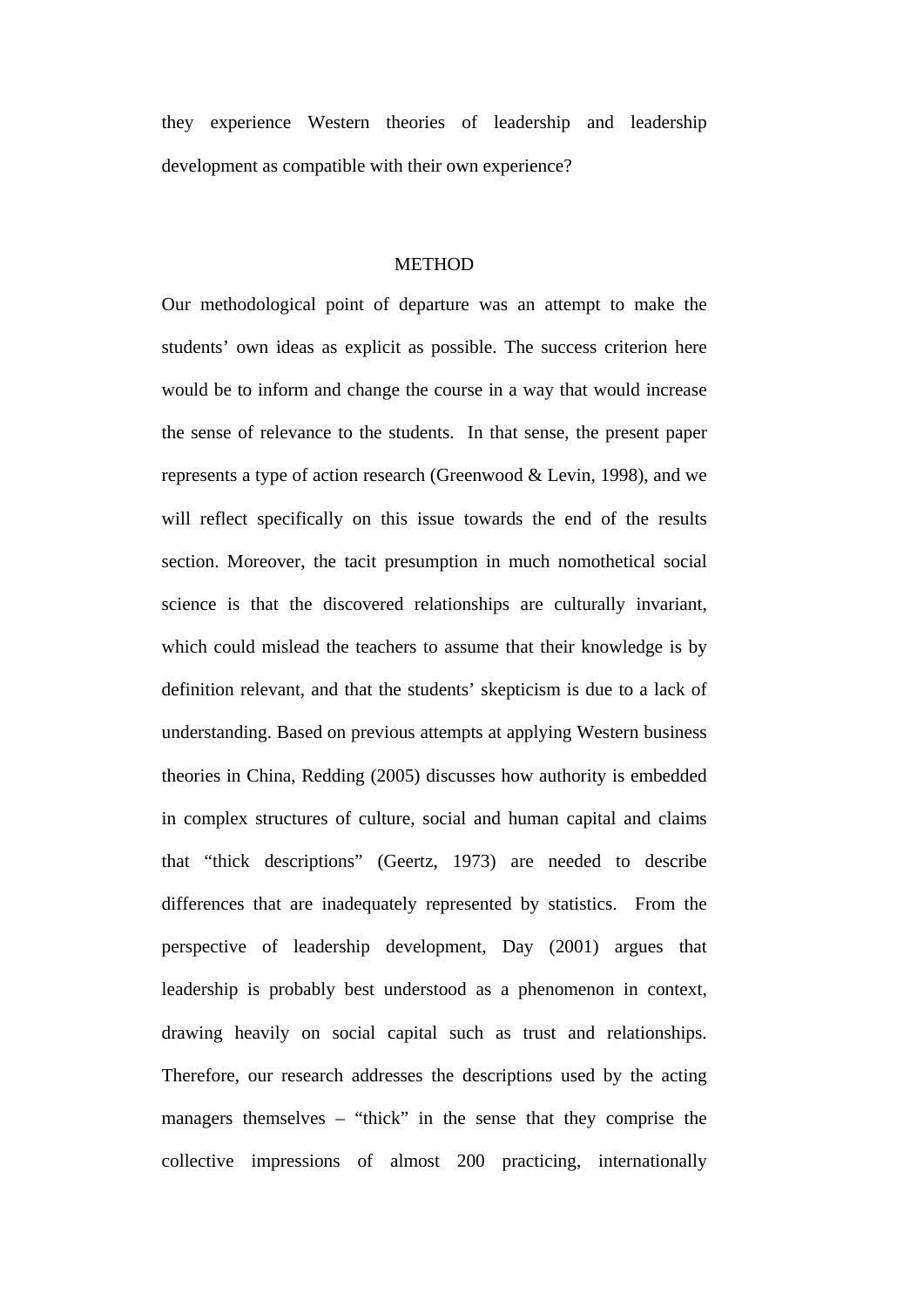they experience Western theories of leadership and leadership development as compatible with their own experience?

## METHOD

Our methodological point of departure was an attempt to make the students' own ideas as explicit as possible. The success criterion here would be to inform and change the course in a way that would increase the sense of relevance to the students. In that sense, the present paper represents a type of action research (Greenwood & Levin, 1998), and we will reflect specifically on this issue towards the end of the results section. Moreover, the tacit presumption in much nomothetical social science is that the discovered relationships are culturally invariant, which could mislead the teachers to assume that their knowledge is by definition relevant, and that the students' skepticism is due to a lack of understanding. Based on previous attempts at applying Western business theories in China, Redding (2005) discusses how authority is embedded in complex structures of culture, social and human capital and claims that "thick descriptions" (Geertz, 1973) are needed to describe differences that are inadequately represented by statistics. From the perspective of leadership development, Day (2001) argues that leadership is probably best understood as a phenomenon in context, drawing heavily on social capital such as trust and relationships. Therefore, our research addresses the descriptions used by the acting managers themselves – "thick" in the sense that they comprise the collective impressions of almost 200 practicing, internationally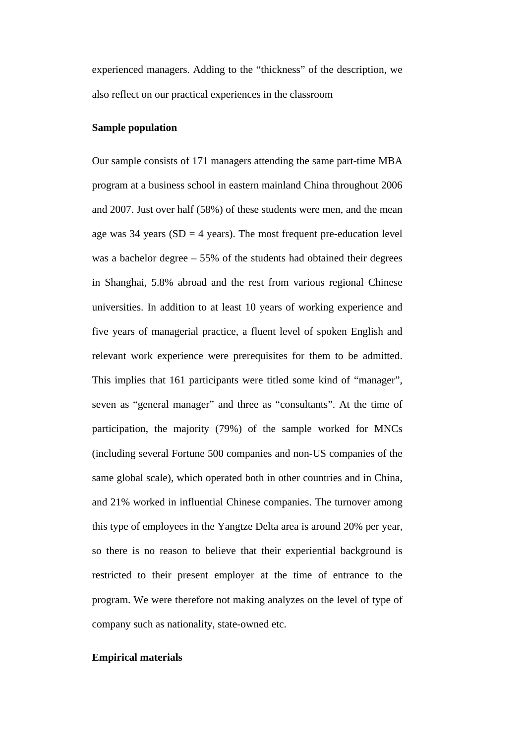experienced managers. Adding to the "thickness" of the description, we also reflect on our practical experiences in the classroom

**Sample population**

Our sample consists of 171 managers attending the same part-time MBA program at a business school in eastern mainland China throughout 2006 and 2007. Just over half (58%) of these students were men, and the mean age was 34 years (SD = 4 years). The most frequent pre-education level was a bachelor degree – 55% of the students had obtained their degrees in Shanghai, 5.8% abroad and the rest from various regional Chinese universities. In addition to at least 10 years of working experience and five years of managerial practice, a fluent level of spoken English and relevant work experience were prerequisites for them to be admitted. This implies that 161 participants were titled some kind of "manager", seven as "general manager" and three as "consultants". At the time of participation, the majority (79%) of the sample worked for MNCs (including several Fortune 500 companies and non-US companies of the same global scale), which operated both in other countries and in China, and 21% worked in influential Chinese companies. The turnover among this type of employees in the Yangtze Delta area is around 20% per year, so there is no reason to believe that their experiential background is restricted to their present employer at the time of entrance to the program. We were therefore not making analyzes on the level of type of company such as nationality, state-owned etc.

**Empirical materials**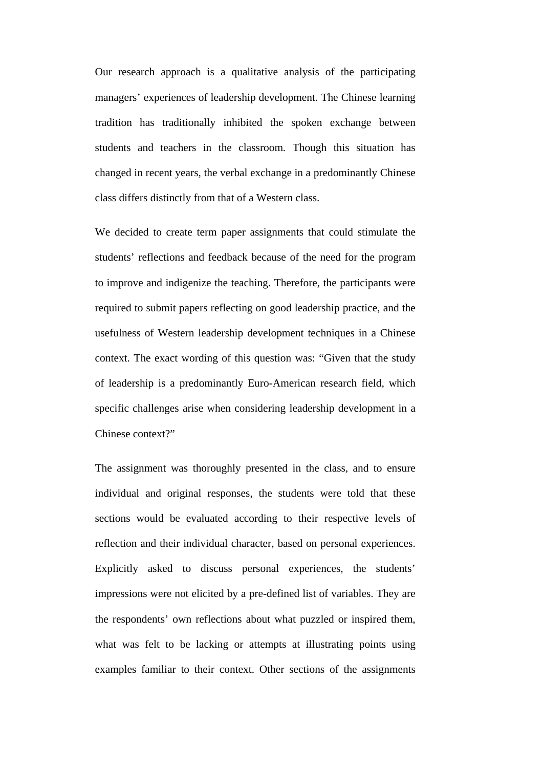Our research approach is a qualitative analysis of the participating managers' experiences of leadership development. The Chinese learning tradition has traditionally inhibited the spoken exchange between students and teachers in the classroom. Though this situation has changed in recent years, the verbal exchange in a predominantly Chinese class differs distinctly from that of a Western class.

We decided to create term paper assignments that could stimulate the students' reflections and feedback because of the need for the program to improve and indigenize the teaching. Therefore, the participants were required to submit papers reflecting on good leadership practice, and the usefulness of Western leadership development techniques in a Chinese context. The exact wording of this question was: "Given that the study of leadership is a predominantly Euro-American research field, which specific challenges arise when considering leadership development in a Chinese context?"

The assignment was thoroughly presented in the class, and to ensure individual and original responses, the students were told that these sections would be evaluated according to their respective levels of reflection and their individual character, based on personal experiences. Explicitly asked to discuss personal experiences, the students' impressions were not elicited by a pre-defined list of variables. They are the respondents' own reflections about what puzzled or inspired them, what was felt to be lacking or attempts at illustrating points using examples familiar to their context. Other sections of the assignments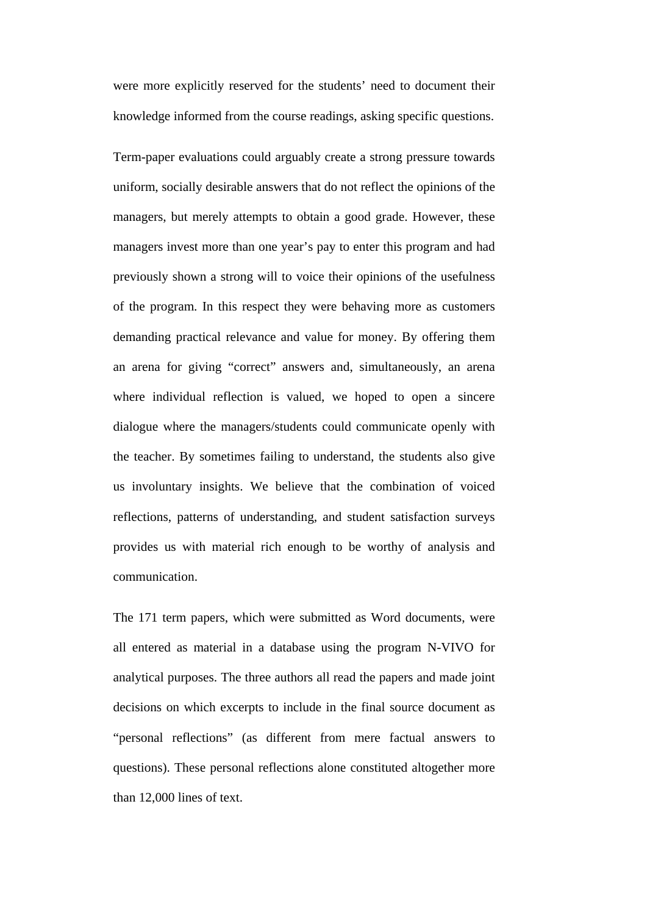were more explicitly reserved for the students' need to document their knowledge informed from the course readings, asking specific questions.

Term-paper evaluations could arguably create a strong pressure towards uniform, socially desirable answers that do not reflect the opinions of the managers, but merely attempts to obtain a good grade. However, these managers invest more than one year's pay to enter this program and had previously shown a strong will to voice their opinions of the usefulness of the program. In this respect they were behaving more as customers demanding practical relevance and value for money. By offering them an arena for giving "correct" answers and, simultaneously, an arena where individual reflection is valued, we hoped to open a sincere dialogue where the managers/students could communicate openly with the teacher. By sometimes failing to understand, the students also give us involuntary insights. We believe that the combination of voiced reflections, patterns of understanding, and student satisfaction surveys provides us with material rich enough to be worthy of analysis and communication.

The 171 term papers, which were submitted as Word documents, were all entered as material in a database using the program N-VIVO for analytical purposes. The three authors all read the papers and made joint decisions on which excerpts to include in the final source document as "personal reflections" (as different from mere factual answers to questions). These personal reflections alone constituted altogether more than 12,000 lines of text.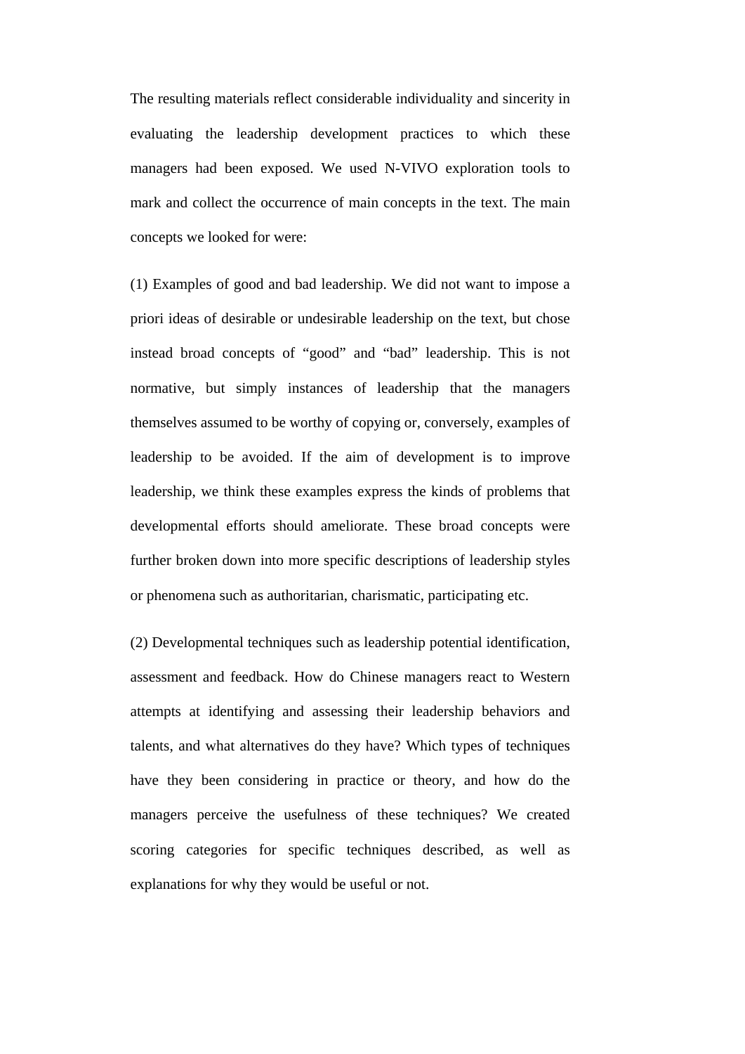The resulting materials reflect considerable individuality and sincerity in evaluating the leadership development practices to which these managers had been exposed. We used N-VIVO exploration tools to mark and collect the occurrence of main concepts in the text. The main concepts we looked for were:

(1) Examples of good and bad leadership. We did not want to impose a priori ideas of desirable or undesirable leadership on the text, but chose instead broad concepts of “good” and “bad” leadership. This is not normative, but simply instances of leadership that the managers themselves assumed to be worthy of copying or, conversely, examples of leadership to be avoided. If the aim of development is to improve leadership, we think these examples express the kinds of problems that developmental efforts should ameliorate. These broad concepts were further broken down into more specific descriptions of leadership styles or phenomena such as authoritarian, charismatic, participating etc.

(2) Developmental techniques such as leadership potential identification, assessment and feedback. How do Chinese managers react to Western attempts at identifying and assessing their leadership behaviors and talents, and what alternatives do they have? Which types of techniques have they been considering in practice or theory, and how do the managers perceive the usefulness of these techniques? We created scoring categories for specific techniques described, as well as explanations for why they would be useful or not.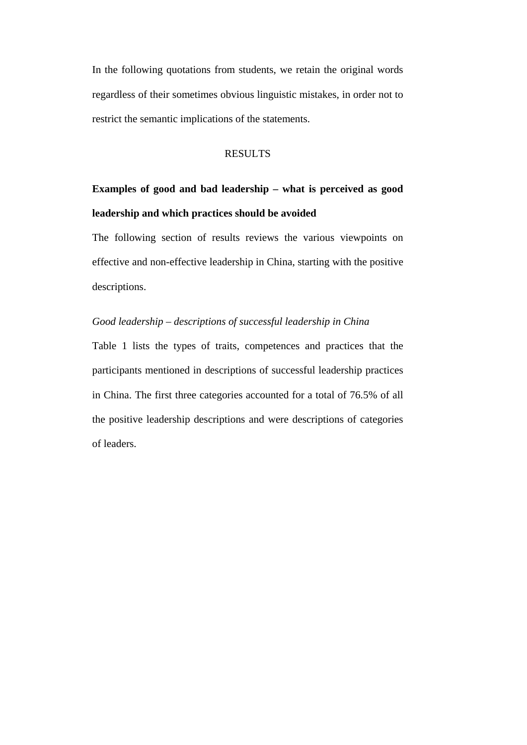In the following quotations from students, we retain the original words regardless of their sometimes obvious linguistic mistakes, in order not to restrict the semantic implications of the statements.

# RESULTS

## Examples of good and bad leadership – what is perceived as good leadership and which practices should be avoided

The following section of results reviews the various viewpoints on effective and non-effective leadership in China, starting with the positive descriptions.

### *Good leadership – descriptions of successful leadership in China*

Table 1 lists the types of traits, competences and practices that the participants mentioned in descriptions of successful leadership practices in China. The first three categories accounted for a total of 76.5% of all the positive leadership descriptions and were descriptions of categories of leaders.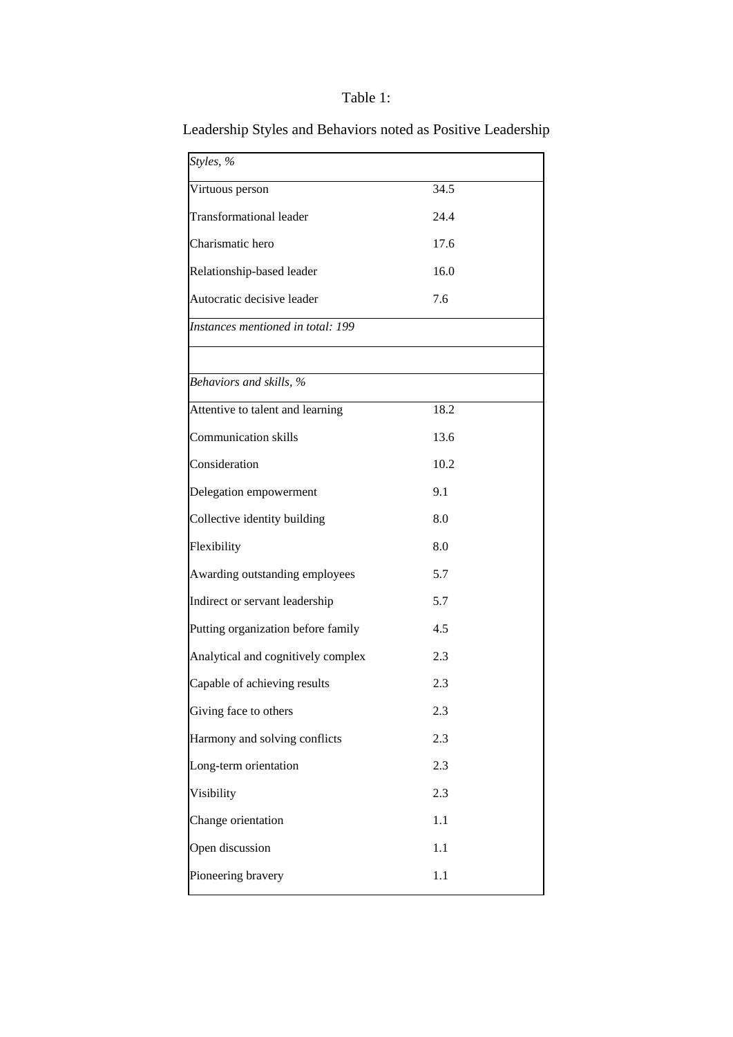Table 1:

Leadership Styles and Behaviors noted as Positive Leadership

| *Styles, %* | |
|---|---|
| Virtuous person | 34.5 |
| Transformational leader | 24.4 |
| Charismatic hero | 17.6 |
| Relationship-based leader | 16.0 |
| Autocratic decisive leader | 7.6 |
| *Instances mentioned in total: 199* | |
| | |
| *Behaviors and skills, %* | |
| Attentive to talent and learning | 18.2 |
| Communication skills | 13.6 |
| Consideration | 10.2 |
| Delegation empowerment | 9.1 |
| Collective identity building | 8.0 |
| Flexibility | 8.0 |
| Awarding outstanding employees | 5.7 |
| Indirect or servant leadership | 5.7 |
| Putting organization before family | 4.5 |
| Analytical and cognitively complex | 2.3 |
| Capable of achieving results | 2.3 |
| Giving face to others | 2.3 |
| Harmony and solving conflicts | 2.3 |
| Long-term orientation | 2.3 |
| Visibility | 2.3 |
| Change orientation | 1.1 |
| Open discussion | 1.1 |
| Pioneering bravery | 1.1 |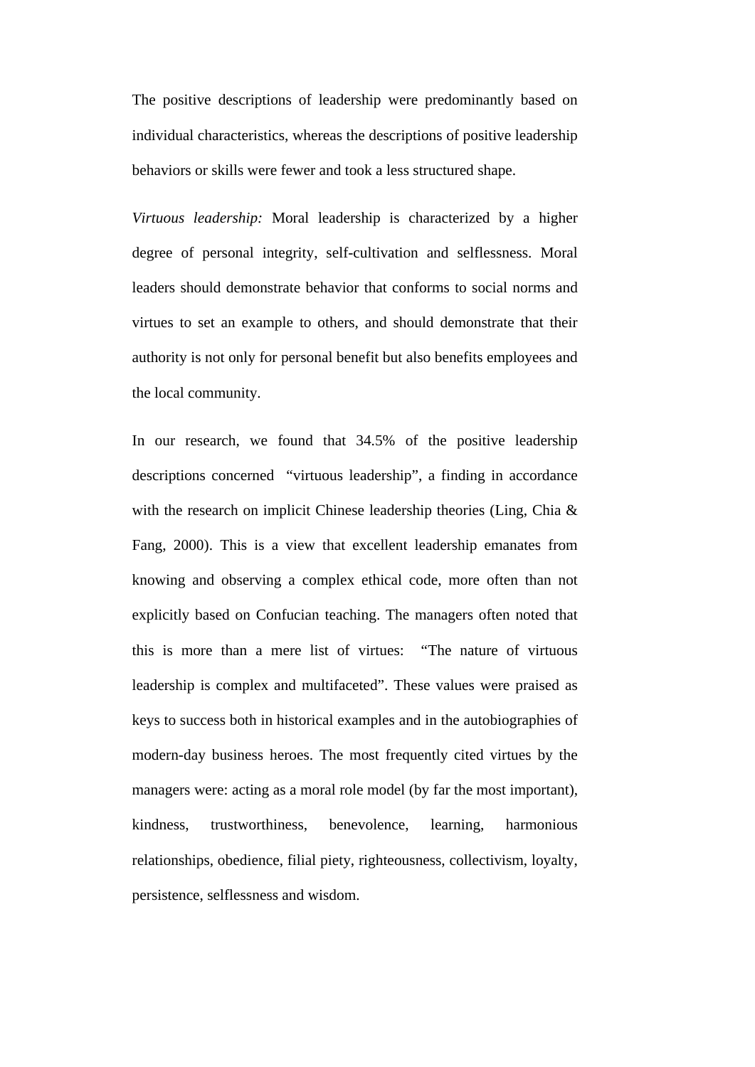The positive descriptions of leadership were predominantly based on individual characteristics, whereas the descriptions of positive leadership behaviors or skills were fewer and took a less structured shape.

*Virtuous leadership:* Moral leadership is characterized by a higher degree of personal integrity, self-cultivation and selflessness. Moral leaders should demonstrate behavior that conforms to social norms and virtues to set an example to others, and should demonstrate that their authority is not only for personal benefit but also benefits employees and the local community.

In our research, we found that 34.5% of the positive leadership descriptions concerned "virtuous leadership", a finding in accordance with the research on implicit Chinese leadership theories (Ling, Chia & Fang, 2000). This is a view that excellent leadership emanates from knowing and observing a complex ethical code, more often than not explicitly based on Confucian teaching. The managers often noted that this is more than a mere list of virtues: "The nature of virtuous leadership is complex and multifaceted". These values were praised as keys to success both in historical examples and in the autobiographies of modern-day business heroes. The most frequently cited virtues by the managers were: acting as a moral role model (by far the most important), kindness, trustworthiness, benevolence, learning, harmonious relationships, obedience, filial piety, righteousness, collectivism, loyalty, persistence, selflessness and wisdom.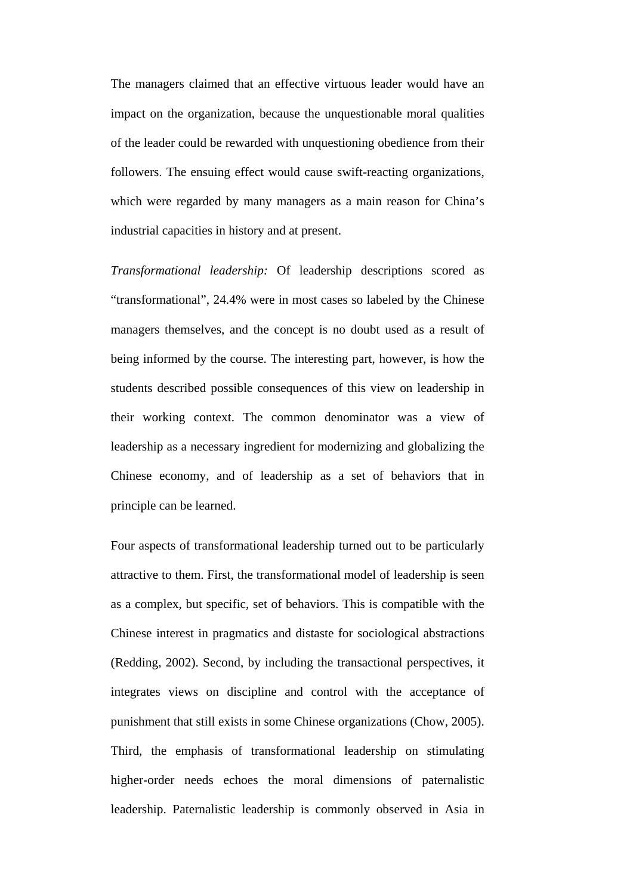The managers claimed that an effective virtuous leader would have an impact on the organization, because the unquestionable moral qualities of the leader could be rewarded with unquestioning obedience from their followers. The ensuing effect would cause swift-reacting organizations, which were regarded by many managers as a main reason for China's industrial capacities in history and at present.

*Transformational leadership:* Of leadership descriptions scored as "transformational", 24.4% were in most cases so labeled by the Chinese managers themselves, and the concept is no doubt used as a result of being informed by the course. The interesting part, however, is how the students described possible consequences of this view on leadership in their working context. The common denominator was a view of leadership as a necessary ingredient for modernizing and globalizing the Chinese economy, and of leadership as a set of behaviors that in principle can be learned.

Four aspects of transformational leadership turned out to be particularly attractive to them. First, the transformational model of leadership is seen as a complex, but specific, set of behaviors. This is compatible with the Chinese interest in pragmatics and distaste for sociological abstractions (Redding, 2002). Second, by including the transactional perspectives, it integrates views on discipline and control with the acceptance of punishment that still exists in some Chinese organizations (Chow, 2005). Third, the emphasis of transformational leadership on stimulating higher-order needs echoes the moral dimensions of paternalistic leadership. Paternalistic leadership is commonly observed in Asia in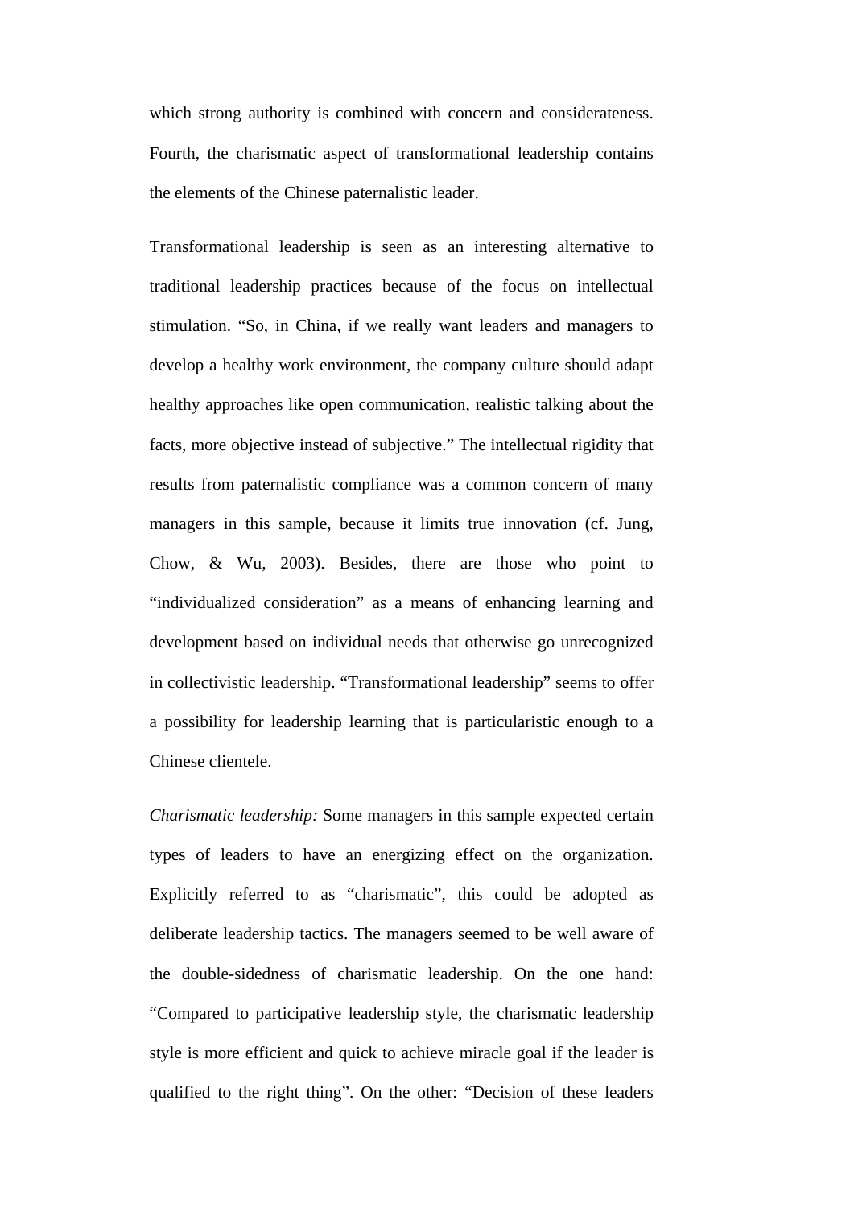which strong authority is combined with concern and considerateness. Fourth, the charismatic aspect of transformational leadership contains the elements of the Chinese paternalistic leader.

Transformational leadership is seen as an interesting alternative to traditional leadership practices because of the focus on intellectual stimulation. "So, in China, if we really want leaders and managers to develop a healthy work environment, the company culture should adapt healthy approaches like open communication, realistic talking about the facts, more objective instead of subjective." The intellectual rigidity that results from paternalistic compliance was a common concern of many managers in this sample, because it limits true innovation (cf. Jung, Chow, & Wu, 2003). Besides, there are those who point to "individualized consideration" as a means of enhancing learning and development based on individual needs that otherwise go unrecognized in collectivistic leadership. "Transformational leadership" seems to offer a possibility for leadership learning that is particularistic enough to a Chinese clientele.

*Charismatic leadership:* Some managers in this sample expected certain types of leaders to have an energizing effect on the organization. Explicitly referred to as "charismatic", this could be adopted as deliberate leadership tactics. The managers seemed to be well aware of the double-sidedness of charismatic leadership. On the one hand: "Compared to participative leadership style, the charismatic leadership style is more efficient and quick to achieve miracle goal if the leader is qualified to the right thing". On the other: "Decision of these leaders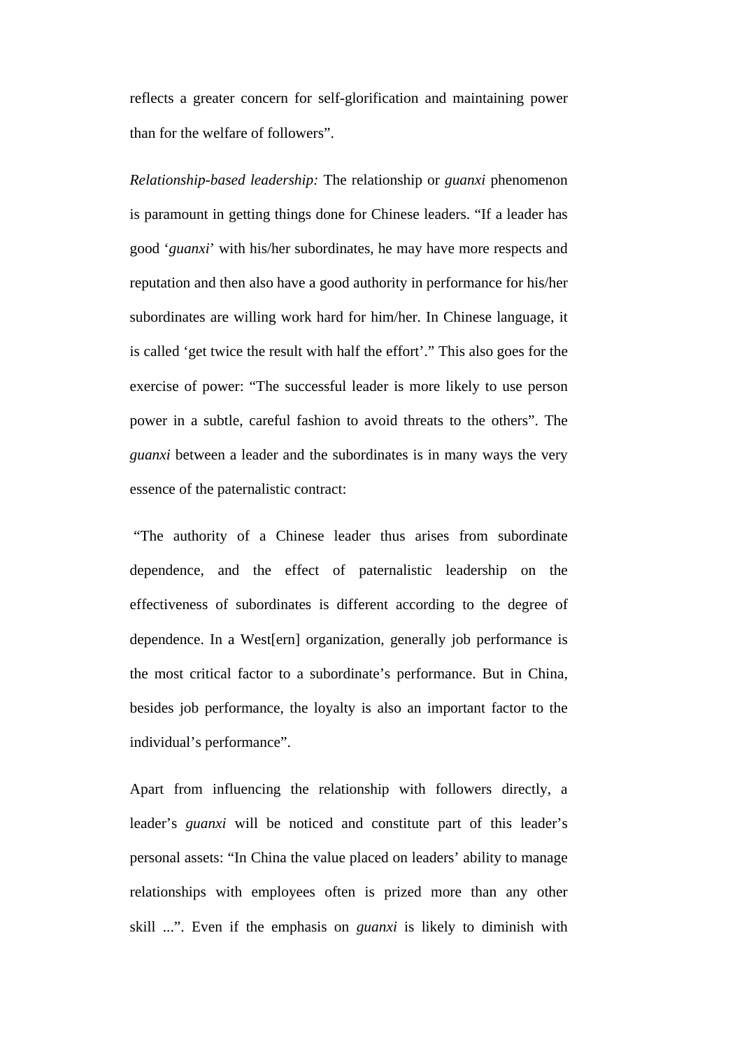reflects a greater concern for self-glorification and maintaining power than for the welfare of followers".

*Relationship-based leadership:* The relationship or *guanxi* phenomenon is paramount in getting things done for Chinese leaders. "If a leader has good '*guanxi*' with his/her subordinates, he may have more respects and reputation and then also have a good authority in performance for his/her subordinates are willing work hard for him/her. In Chinese language, it is called 'get twice the result with half the effort'." This also goes for the exercise of power: "The successful leader is more likely to use person power in a subtle, careful fashion to avoid threats to the others". The *guanxi* between a leader and the subordinates is in many ways the very essence of the paternalistic contract:

"The authority of a Chinese leader thus arises from subordinate dependence, and the effect of paternalistic leadership on the effectiveness of subordinates is different according to the degree of dependence. In a West[ern] organization, generally job performance is the most critical factor to a subordinate's performance. But in China, besides job performance, the loyalty is also an important factor to the individual's performance".

Apart from influencing the relationship with followers directly, a leader's *guanxi* will be noticed and constitute part of this leader's personal assets: "In China the value placed on leaders' ability to manage relationships with employees often is prized more than any other skill ...". Even if the emphasis on *guanxi* is likely to diminish with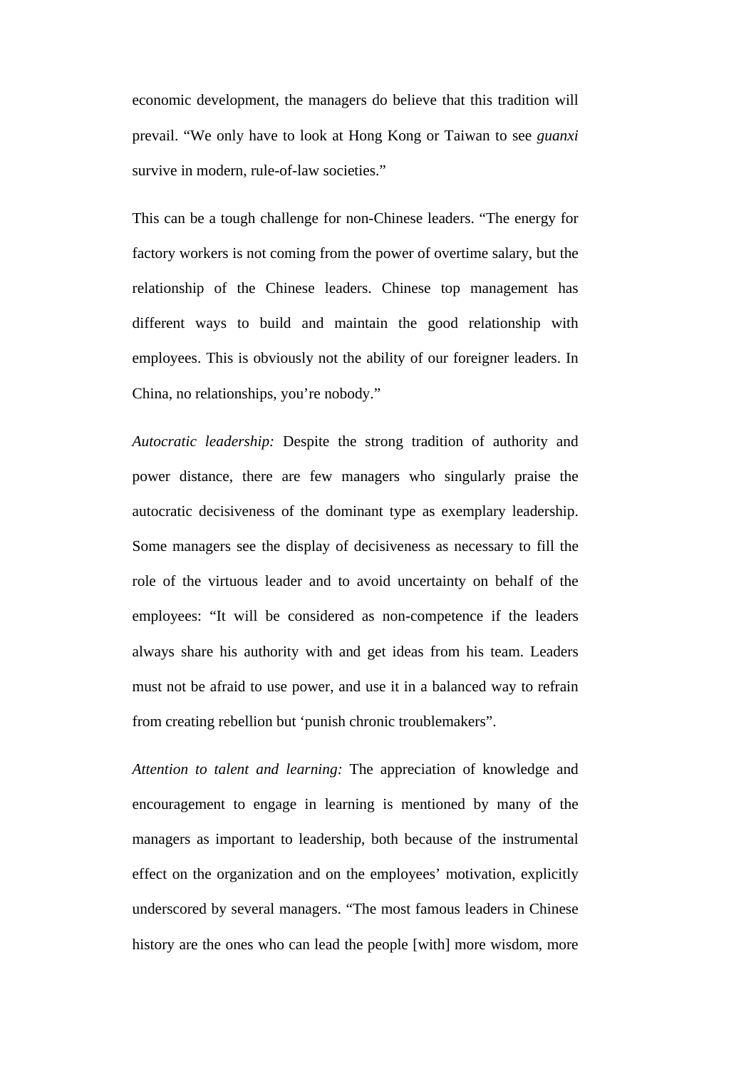economic development, the managers do believe that this tradition will prevail. "We only have to look at Hong Kong or Taiwan to see *guanxi* survive in modern, rule-of-law societies."

This can be a tough challenge for non-Chinese leaders. "The energy for factory workers is not coming from the power of overtime salary, but the relationship of the Chinese leaders. Chinese top management has different ways to build and maintain the good relationship with employees. This is obviously not the ability of our foreigner leaders. In China, no relationships, you're nobody."

*Autocratic leadership:* Despite the strong tradition of authority and power distance, there are few managers who singularly praise the autocratic decisiveness of the dominant type as exemplary leadership. Some managers see the display of decisiveness as necessary to fill the role of the virtuous leader and to avoid uncertainty on behalf of the employees: "It will be considered as non-competence if the leaders always share his authority with and get ideas from his team. Leaders must not be afraid to use power, and use it in a balanced way to refrain from creating rebellion but 'punish chronic troublemakers".

*Attention to talent and learning:* The appreciation of knowledge and encouragement to engage in learning is mentioned by many of the managers as important to leadership, both because of the instrumental effect on the organization and on the employees' motivation, explicitly underscored by several managers. "The most famous leaders in Chinese history are the ones who can lead the people [with] more wisdom, more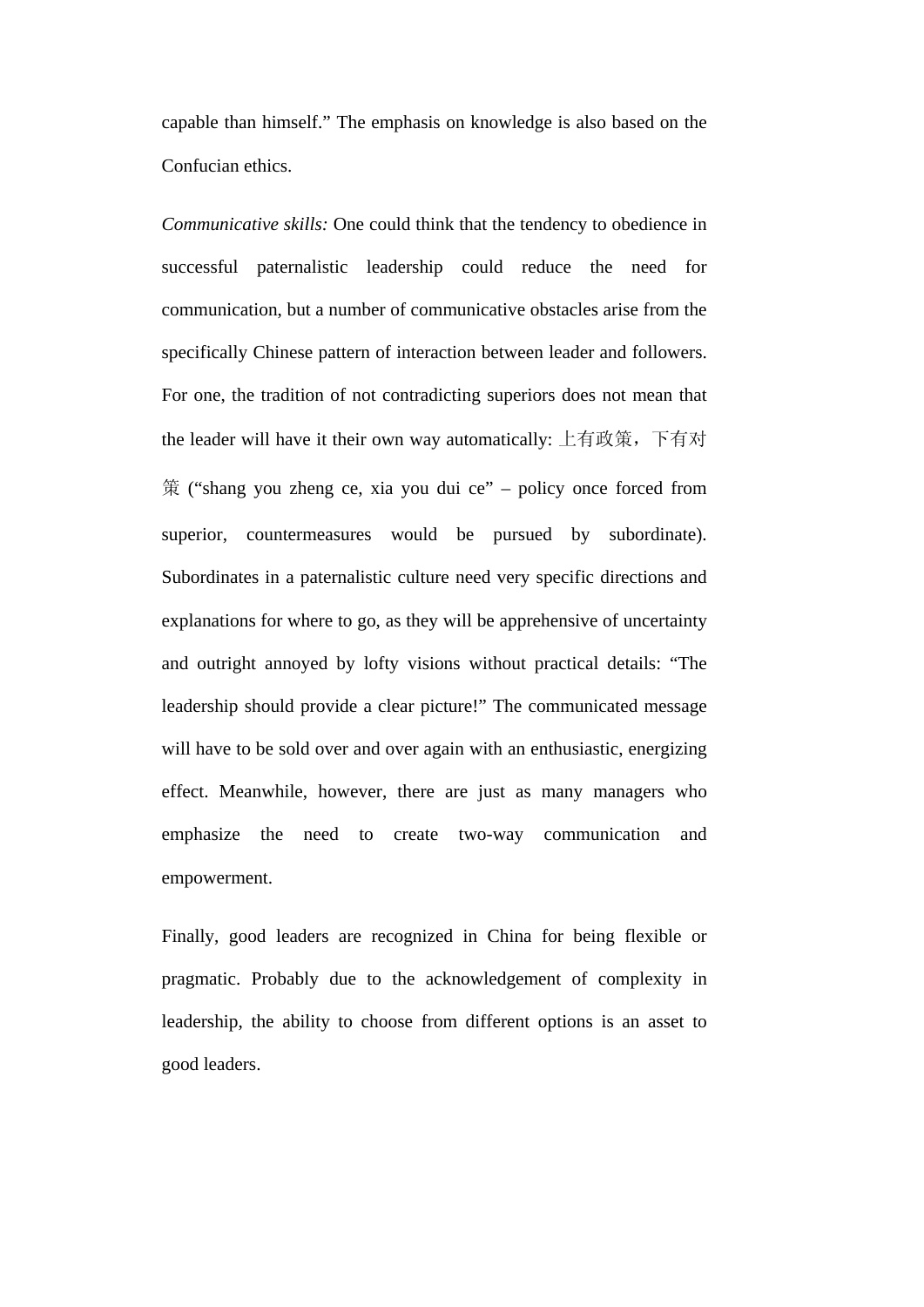capable than himself." The emphasis on knowledge is also based on the Confucian ethics.

*Communicative skills:* One could think that the tendency to obedience in successful paternalistic leadership could reduce the need for communication, but a number of communicative obstacles arise from the specifically Chinese pattern of interaction between leader and followers. For one, the tradition of not contradicting superiors does not mean that the leader will have it their own way automatically: 上有政策，下有对策 ("shang you zheng ce, xia you dui ce" – policy once forced from superior, countermeasures would be pursued by subordinate). Subordinates in a paternalistic culture need very specific directions and explanations for where to go, as they will be apprehensive of uncertainty and outright annoyed by lofty visions without practical details: "The leadership should provide a clear picture!" The communicated message will have to be sold over and over again with an enthusiastic, energizing effect. Meanwhile, however, there are just as many managers who emphasize the need to create two-way communication and empowerment.

Finally, good leaders are recognized in China for being flexible or pragmatic. Probably due to the acknowledgement of complexity in leadership, the ability to choose from different options is an asset to good leaders.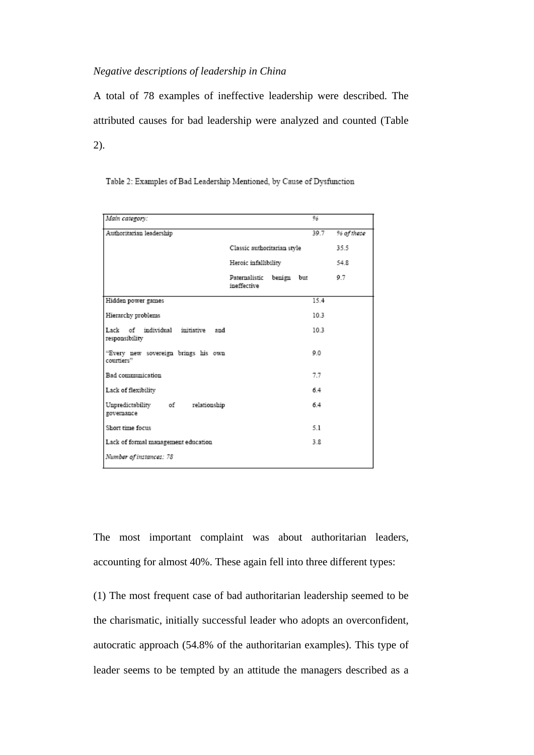*Negative descriptions of leadership in China*

A total of 78 examples of ineffective leadership were described. The attributed causes for bad leadership were analyzed and counted (Table 2).

Table 2: Examples of Bad Leadership Mentioned, by Cause of Dysfunction

| *Main category:* | | % | |
|---|---|---|---|
| Authoritarian leadership | | 39.7 | *% of these* |
| | Classic authoritarian style | | 35.5 |
| | Heroic infallibility | | 54.8 |
| | Paternalistic benign but ineffective | | 9.7 |
| Hidden power games | | 15.4 | |
| Hierarchy problems | | 10.3 | |
| Lack of individual initiative and responsibility | | 10.3 | |
| "Every new sovereign brings his own courtiers" | | 9.0 | |
| Bad communication | | 7.7 | |
| Lack of flexibility | | 6.4 | |
| Unpredictability of relationship governance | | 6.4 | |
| Short time focus | | 5.1 | |
| Lack of formal management education | | 3.8 | |
| *Number of instances: 78* | | | |

The most important complaint was about authoritarian leaders, accounting for almost 40%. These again fell into three different types:

(1) The most frequent case of bad authoritarian leadership seemed to be the charismatic, initially successful leader who adopts an overconfident, autocratic approach (54.8% of the authoritarian examples). This type of leader seems to be tempted by an attitude the managers described as a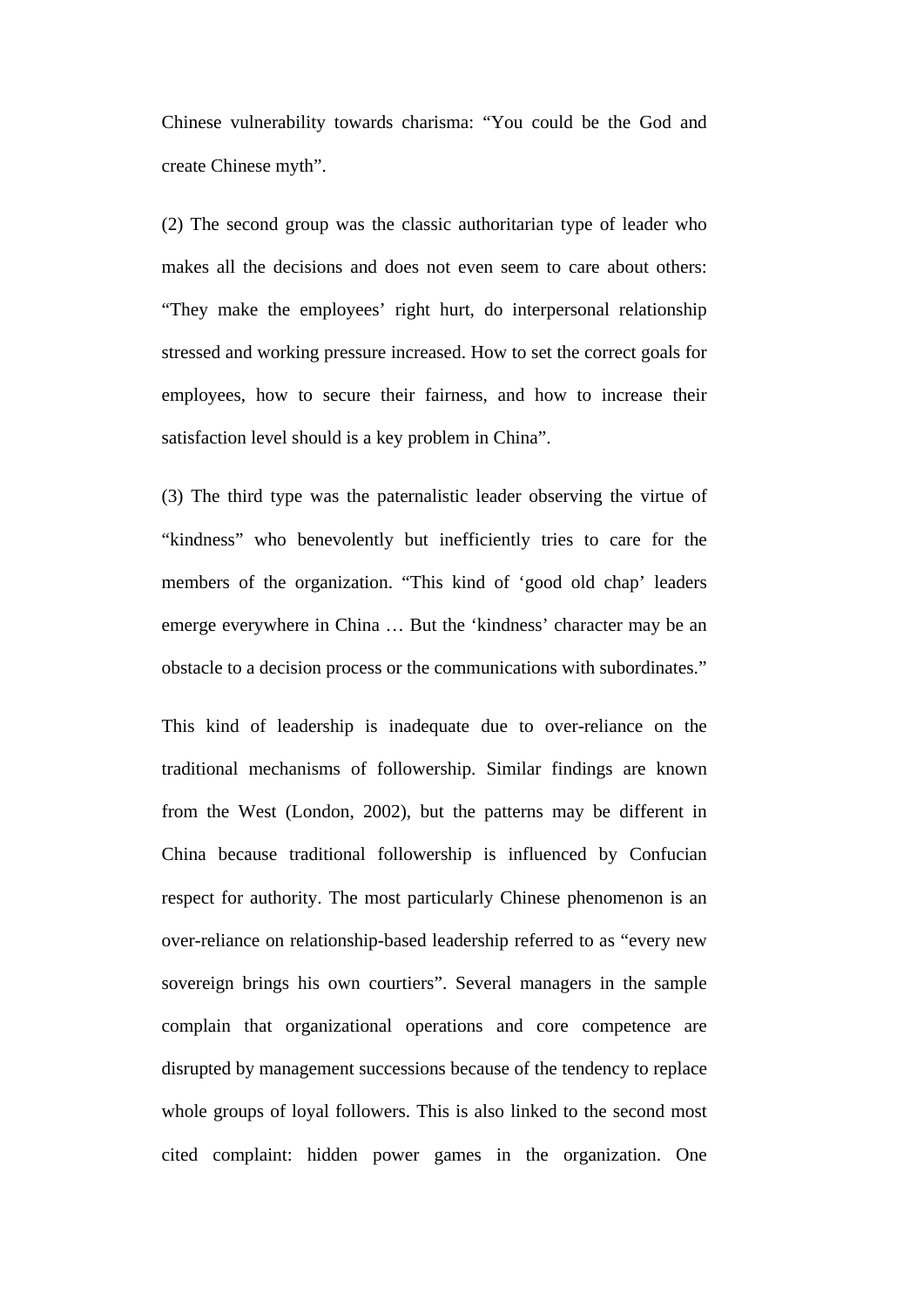Chinese vulnerability towards charisma: “You could be the God and create Chinese myth”.

(2) The second group was the classic authoritarian type of leader who makes all the decisions and does not even seem to care about others: “They make the employees’ right hurt, do interpersonal relationship stressed and working pressure increased. How to set the correct goals for employees, how to secure their fairness, and how to increase their satisfaction level should is a key problem in China”.

(3) The third type was the paternalistic leader observing the virtue of “kindness” who benevolently but inefficiently tries to care for the members of the organization. “This kind of ‘good old chap’ leaders emerge everywhere in China … But the ‘kindness’ character may be an obstacle to a decision process or the communications with subordinates.”

This kind of leadership is inadequate due to over-reliance on the traditional mechanisms of followership. Similar findings are known from the West (London, 2002), but the patterns may be different in China because traditional followership is influenced by Confucian respect for authority. The most particularly Chinese phenomenon is an over-reliance on relationship-based leadership referred to as “every new sovereign brings his own courtiers”. Several managers in the sample complain that organizational operations and core competence are disrupted by management successions because of the tendency to replace whole groups of loyal followers. This is also linked to the second most cited complaint: hidden power games in the organization. One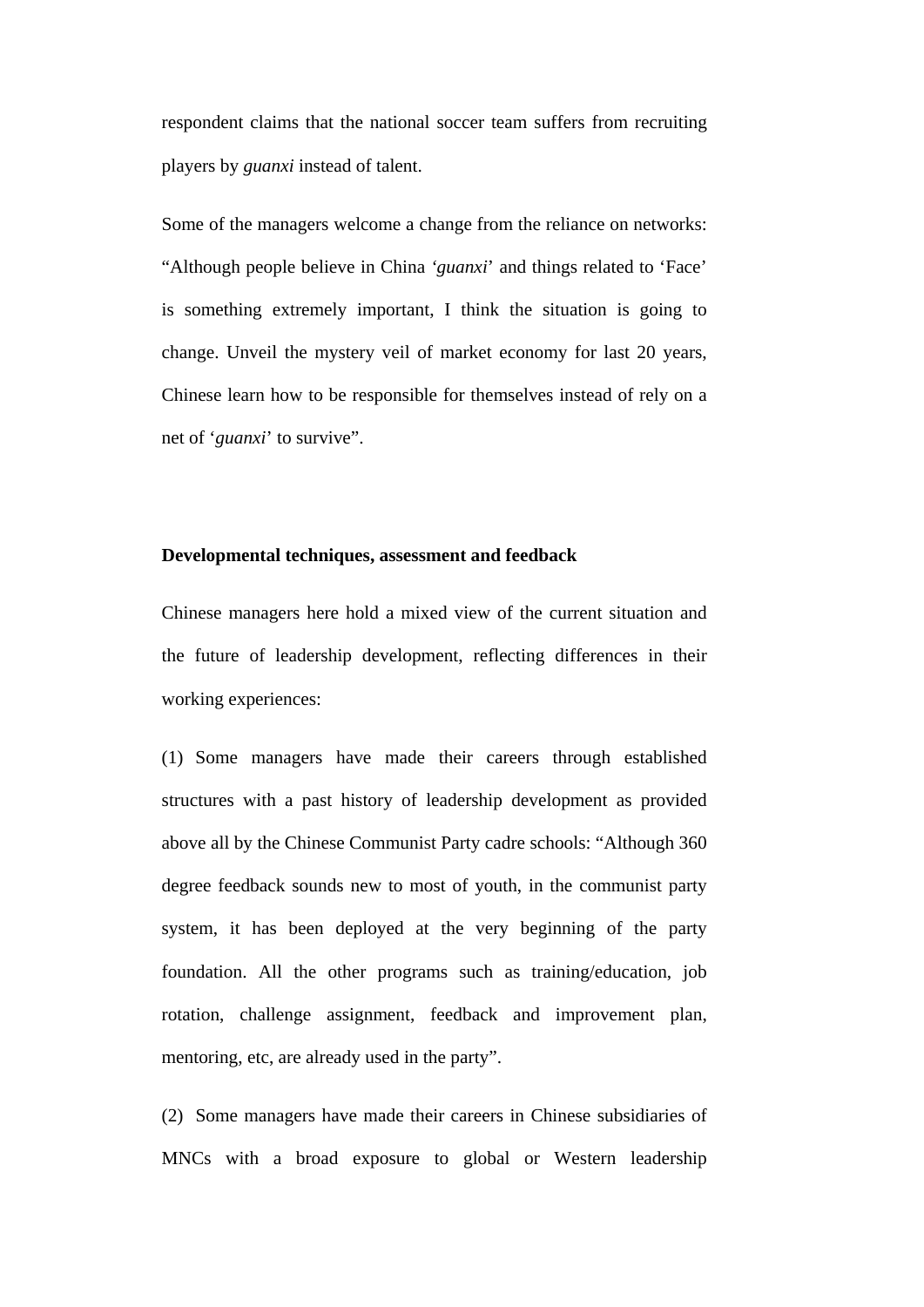respondent claims that the national soccer team suffers from recruiting players by *guanxi* instead of talent.

Some of the managers welcome a change from the reliance on networks: "Although people believe in China '*guanxi*' and things related to 'Face' is something extremely important, I think the situation is going to change. Unveil the mystery veil of market economy for last 20 years, Chinese learn how to be responsible for themselves instead of rely on a net of '*guanxi*' to survive".

**Developmental techniques, assessment and feedback**

Chinese managers here hold a mixed view of the current situation and the future of leadership development, reflecting differences in their working experiences:

(1) Some managers have made their careers through established structures with a past history of leadership development as provided above all by the Chinese Communist Party cadre schools: "Although 360 degree feedback sounds new to most of youth, in the communist party system, it has been deployed at the very beginning of the party foundation. All the other programs such as training/education, job rotation, challenge assignment, feedback and improvement plan, mentoring, etc, are already used in the party".

(2) Some managers have made their careers in Chinese subsidiaries of MNCs with a broad exposure to global or Western leadership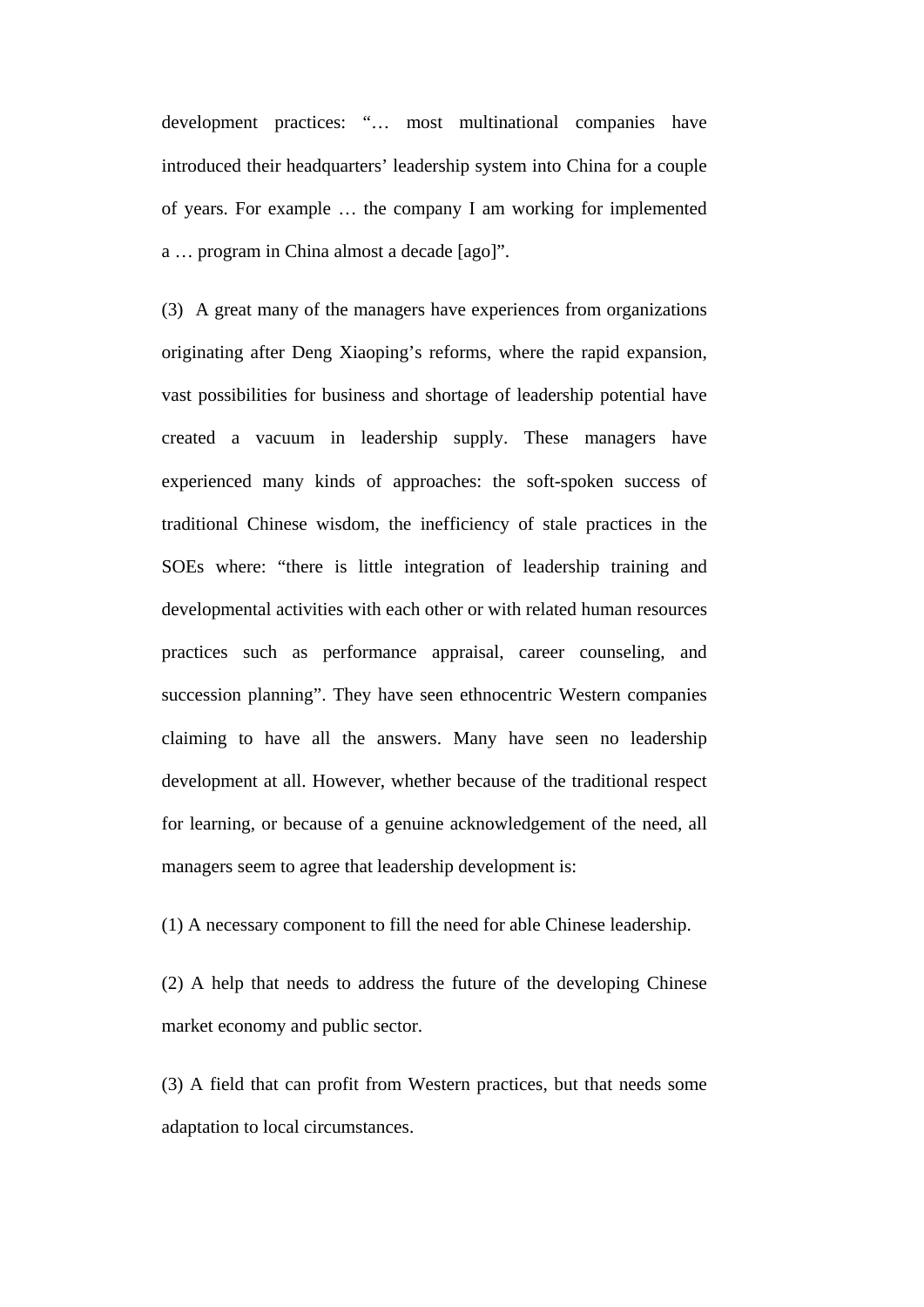development practices: "… most multinational companies have introduced their headquarters' leadership system into China for a couple of years. For example … the company I am working for implemented a … program in China almost a decade [ago]".

(3) A great many of the managers have experiences from organizations originating after Deng Xiaoping's reforms, where the rapid expansion, vast possibilities for business and shortage of leadership potential have created a vacuum in leadership supply. These managers have experienced many kinds of approaches: the soft-spoken success of traditional Chinese wisdom, the inefficiency of stale practices in the SOEs where: "there is little integration of leadership training and developmental activities with each other or with related human resources practices such as performance appraisal, career counseling, and succession planning". They have seen ethnocentric Western companies claiming to have all the answers. Many have seen no leadership development at all. However, whether because of the traditional respect for learning, or because of a genuine acknowledgement of the need, all managers seem to agree that leadership development is:

(1) A necessary component to fill the need for able Chinese leadership.

(2) A help that needs to address the future of the developing Chinese market economy and public sector.

(3) A field that can profit from Western practices, but that needs some adaptation to local circumstances.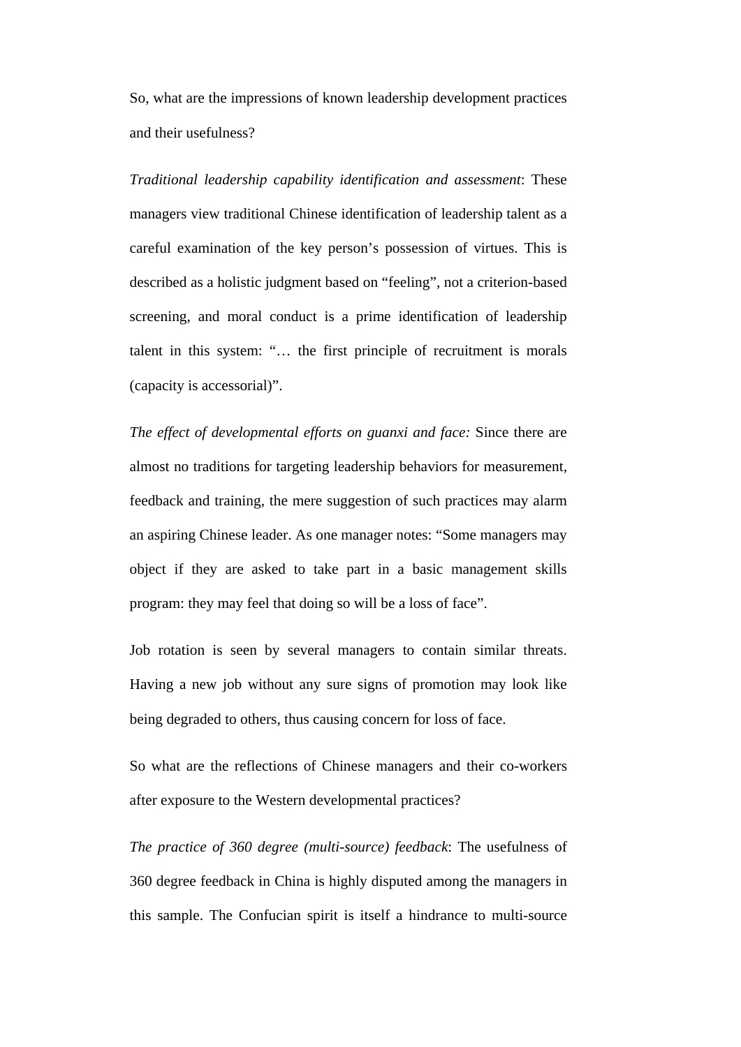So, what are the impressions of known leadership development practices and their usefulness?

*Traditional leadership capability identification and assessment*: These managers view traditional Chinese identification of leadership talent as a careful examination of the key person's possession of virtues. This is described as a holistic judgment based on "feeling", not a criterion-based screening, and moral conduct is a prime identification of leadership talent in this system: "… the first principle of recruitment is morals (capacity is accessorial)".

*The effect of developmental efforts on guanxi and face:* Since there are almost no traditions for targeting leadership behaviors for measurement, feedback and training, the mere suggestion of such practices may alarm an aspiring Chinese leader. As one manager notes: "Some managers may object if they are asked to take part in a basic management skills program: they may feel that doing so will be a loss of face".

Job rotation is seen by several managers to contain similar threats. Having a new job without any sure signs of promotion may look like being degraded to others, thus causing concern for loss of face.

So what are the reflections of Chinese managers and their co-workers after exposure to the Western developmental practices?

*The practice of 360 degree (multi-source) feedback*: The usefulness of 360 degree feedback in China is highly disputed among the managers in this sample. The Confucian spirit is itself a hindrance to multi-source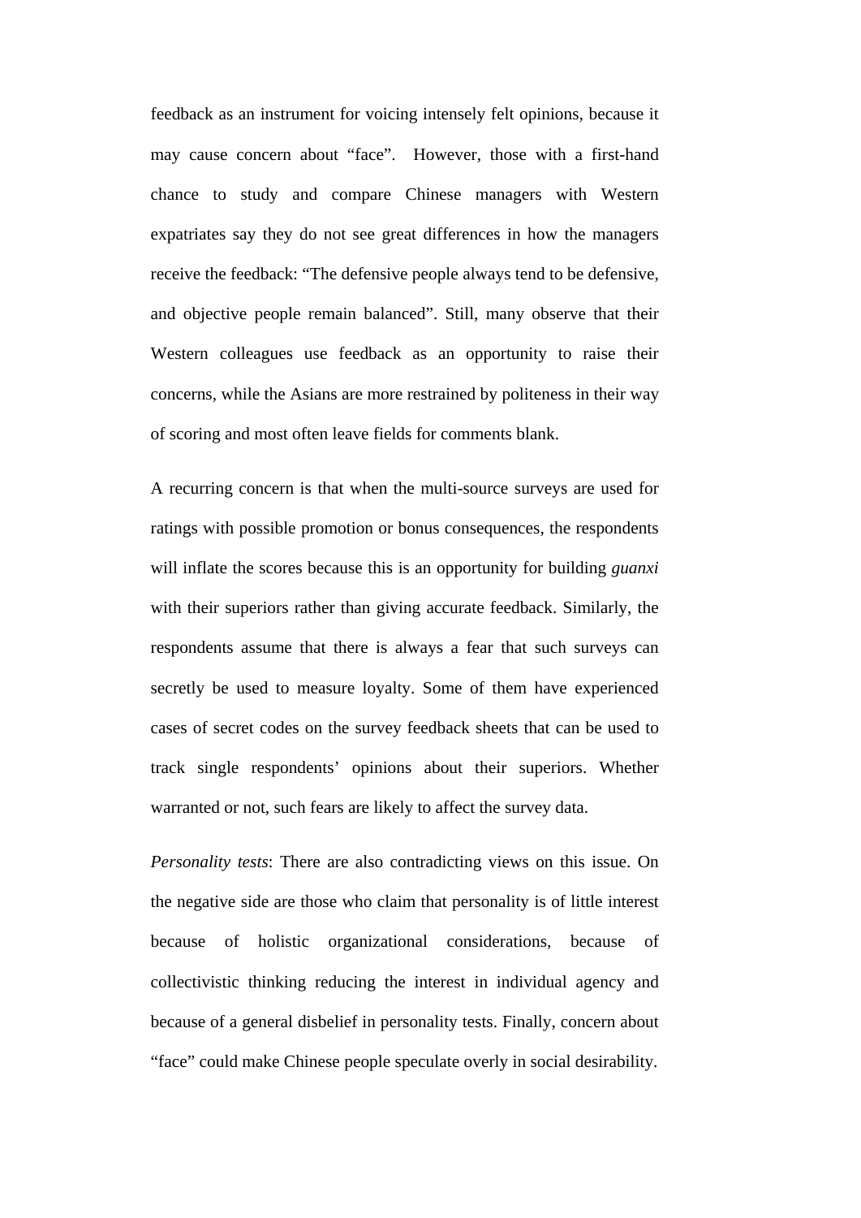feedback as an instrument for voicing intensely felt opinions, because it may cause concern about "face". However, those with a first-hand chance to study and compare Chinese managers with Western expatriates say they do not see great differences in how the managers receive the feedback: "The defensive people always tend to be defensive, and objective people remain balanced". Still, many observe that their Western colleagues use feedback as an opportunity to raise their concerns, while the Asians are more restrained by politeness in their way of scoring and most often leave fields for comments blank.

A recurring concern is that when the multi-source surveys are used for ratings with possible promotion or bonus consequences, the respondents will inflate the scores because this is an opportunity for building *guanxi* with their superiors rather than giving accurate feedback. Similarly, the respondents assume that there is always a fear that such surveys can secretly be used to measure loyalty. Some of them have experienced cases of secret codes on the survey feedback sheets that can be used to track single respondents' opinions about their superiors. Whether warranted or not, such fears are likely to affect the survey data.

*Personality tests*: There are also contradicting views on this issue. On the negative side are those who claim that personality is of little interest because of holistic organizational considerations, because of collectivistic thinking reducing the interest in individual agency and because of a general disbelief in personality tests. Finally, concern about "face" could make Chinese people speculate overly in social desirability.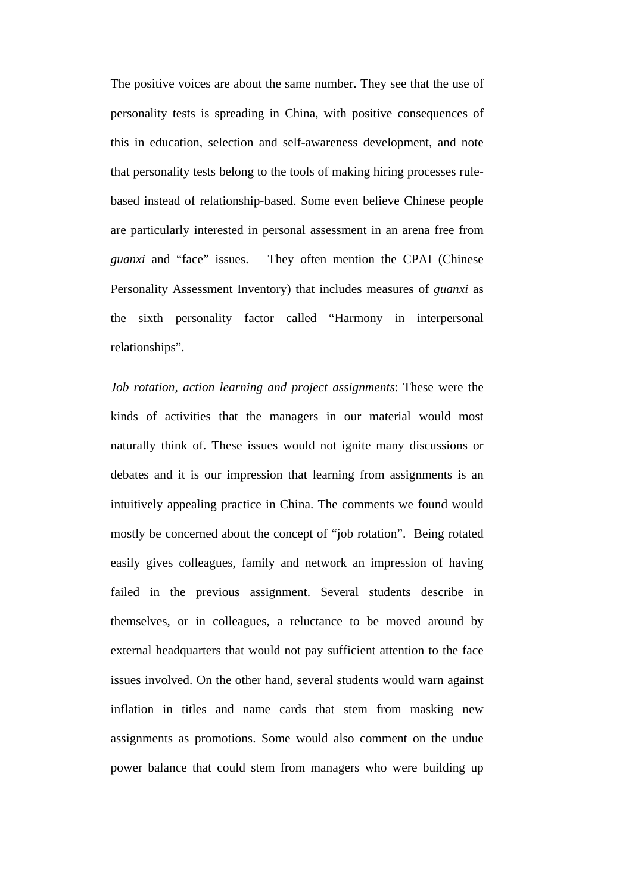The positive voices are about the same number. They see that the use of personality tests is spreading in China, with positive consequences of this in education, selection and self-awareness development, and note that personality tests belong to the tools of making hiring processes rule-based instead of relationship-based. Some even believe Chinese people are particularly interested in personal assessment in an arena free from *guanxi* and "face" issues. They often mention the CPAI (Chinese Personality Assessment Inventory) that includes measures of *guanxi* as the sixth personality factor called "Harmony in interpersonal relationships".

*Job rotation, action learning and project assignments*: These were the kinds of activities that the managers in our material would most naturally think of. These issues would not ignite many discussions or debates and it is our impression that learning from assignments is an intuitively appealing practice in China. The comments we found would mostly be concerned about the concept of "job rotation". Being rotated easily gives colleagues, family and network an impression of having failed in the previous assignment. Several students describe in themselves, or in colleagues, a reluctance to be moved around by external headquarters that would not pay sufficient attention to the face issues involved. On the other hand, several students would warn against inflation in titles and name cards that stem from masking new assignments as promotions. Some would also comment on the undue power balance that could stem from managers who were building up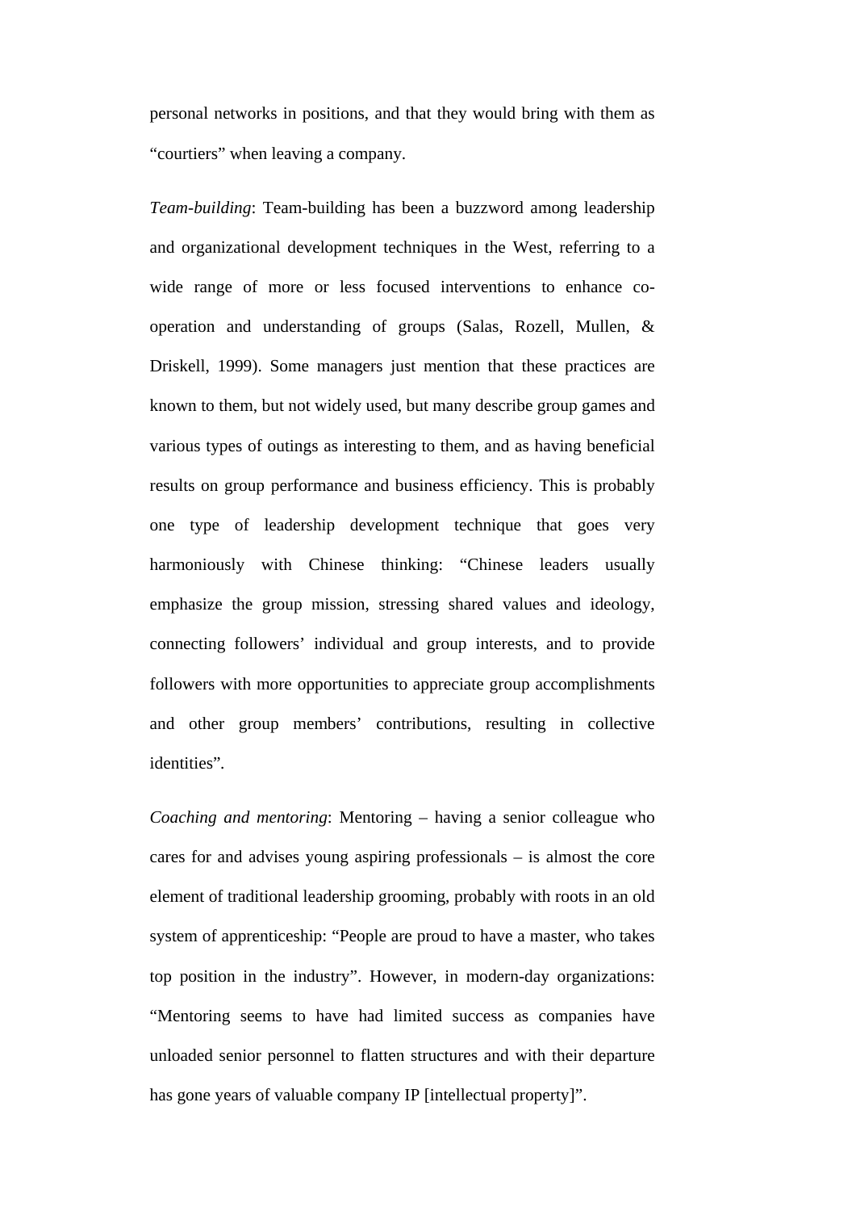personal networks in positions, and that they would bring with them as "courtiers" when leaving a company.

*Team-building*: Team-building has been a buzzword among leadership and organizational development techniques in the West, referring to a wide range of more or less focused interventions to enhance co-operation and understanding of groups (Salas, Rozell, Mullen, & Driskell, 1999). Some managers just mention that these practices are known to them, but not widely used, but many describe group games and various types of outings as interesting to them, and as having beneficial results on group performance and business efficiency. This is probably one type of leadership development technique that goes very harmoniously with Chinese thinking: "Chinese leaders usually emphasize the group mission, stressing shared values and ideology, connecting followers' individual and group interests, and to provide followers with more opportunities to appreciate group accomplishments and other group members' contributions, resulting in collective identities".

*Coaching and mentoring*: Mentoring – having a senior colleague who cares for and advises young aspiring professionals – is almost the core element of traditional leadership grooming, probably with roots in an old system of apprenticeship: "People are proud to have a master, who takes top position in the industry". However, in modern-day organizations: "Mentoring seems to have had limited success as companies have unloaded senior personnel to flatten structures and with their departure has gone years of valuable company IP [intellectual property]".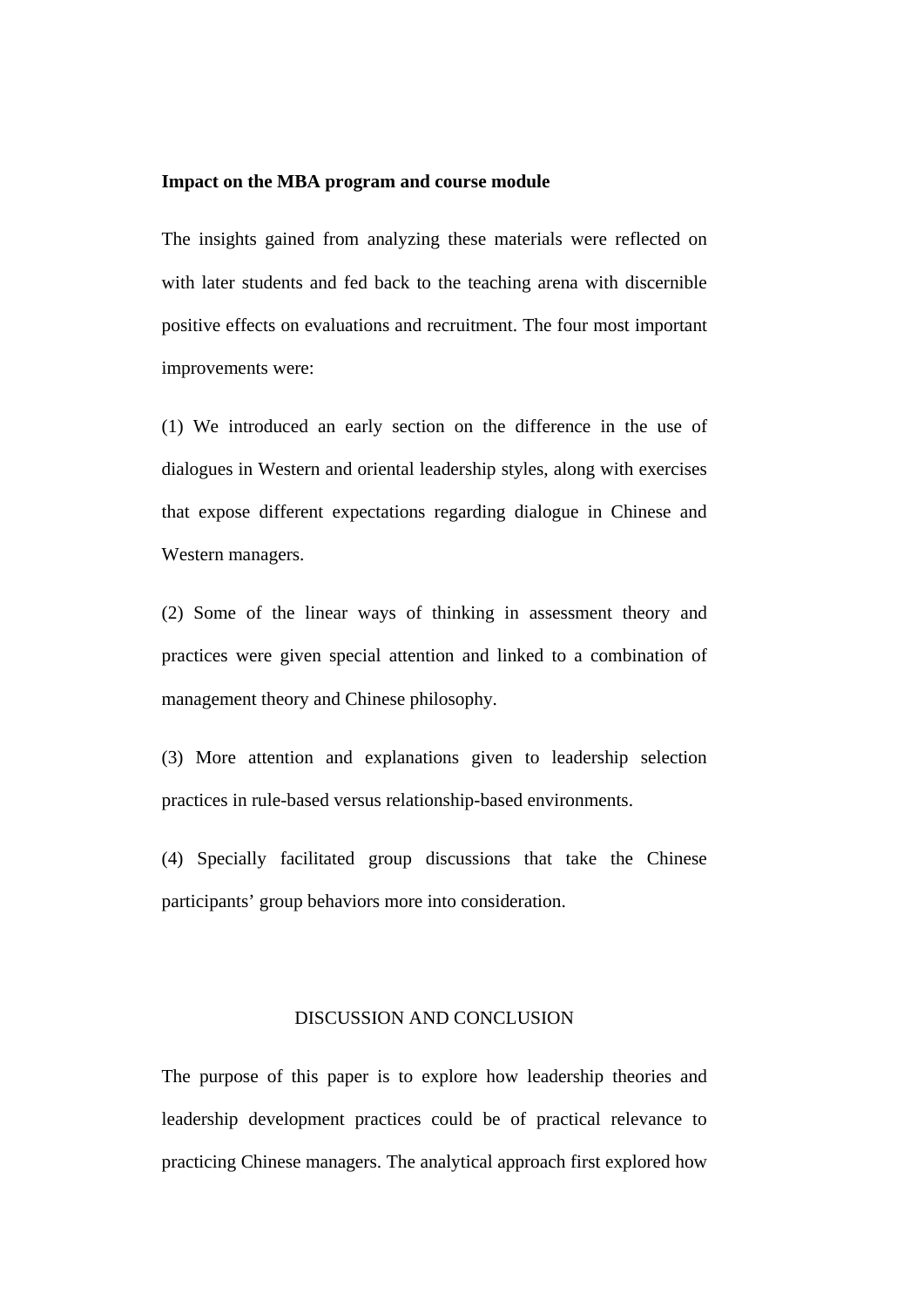**Impact on the MBA program and course module**

The insights gained from analyzing these materials were reflected on with later students and fed back to the teaching arena with discernible positive effects on evaluations and recruitment. The four most important improvements were:

(1) We introduced an early section on the difference in the use of dialogues in Western and oriental leadership styles, along with exercises that expose different expectations regarding dialogue in Chinese and Western managers.

(2) Some of the linear ways of thinking in assessment theory and practices were given special attention and linked to a combination of management theory and Chinese philosophy.

(3) More attention and explanations given to leadership selection practices in rule-based versus relationship-based environments.

(4) Specially facilitated group discussions that take the Chinese participants' group behaviors more into consideration.

## DISCUSSION AND CONCLUSION

The purpose of this paper is to explore how leadership theories and leadership development practices could be of practical relevance to practicing Chinese managers. The analytical approach first explored how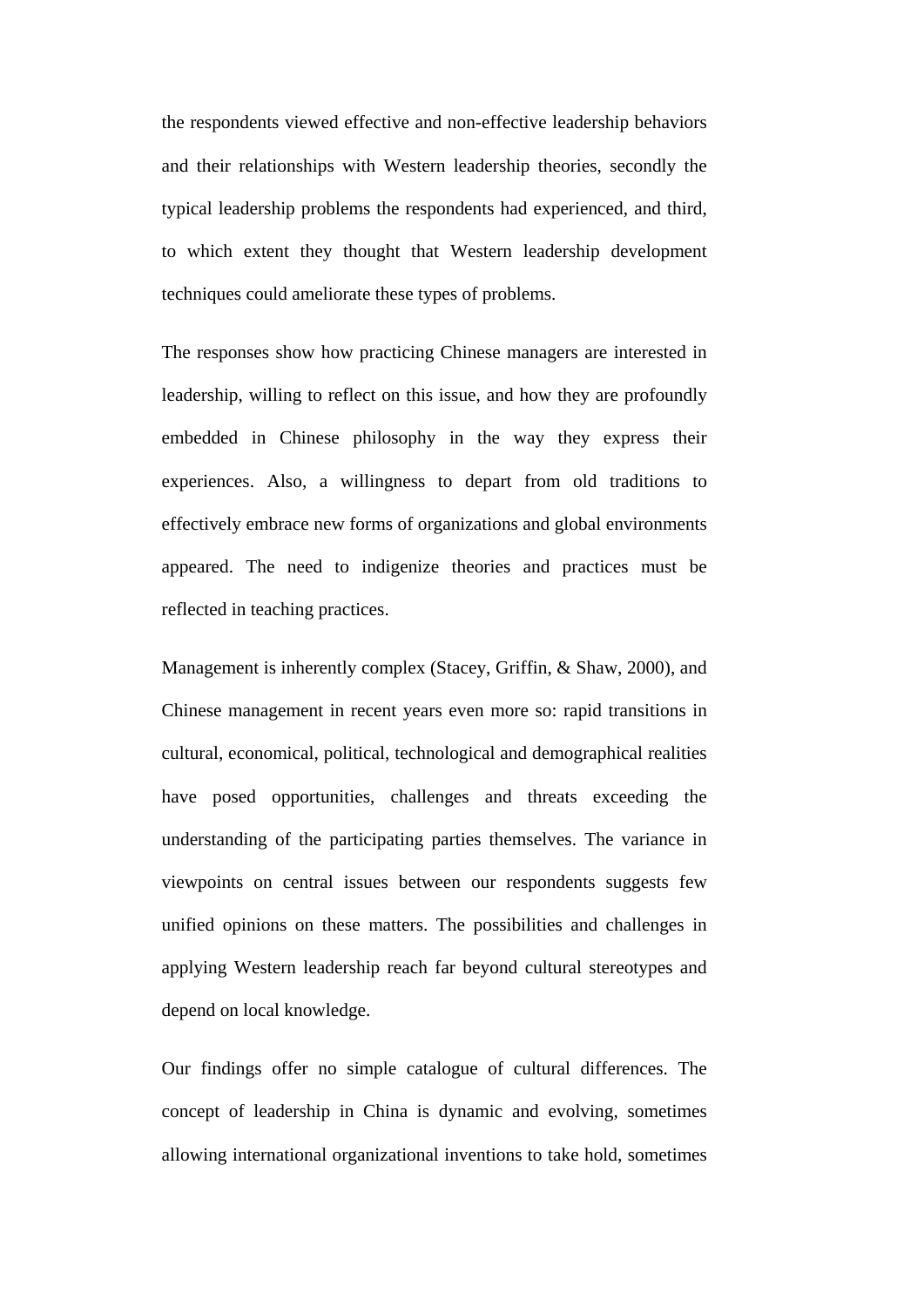the respondents viewed effective and non-effective leadership behaviors and their relationships with Western leadership theories, secondly the typical leadership problems the respondents had experienced, and third, to which extent they thought that Western leadership development techniques could ameliorate these types of problems.

The responses show how practicing Chinese managers are interested in leadership, willing to reflect on this issue, and how they are profoundly embedded in Chinese philosophy in the way they express their experiences. Also, a willingness to depart from old traditions to effectively embrace new forms of organizations and global environments appeared. The need to indigenize theories and practices must be reflected in teaching practices.

Management is inherently complex (Stacey, Griffin, & Shaw, 2000), and Chinese management in recent years even more so: rapid transitions in cultural, economical, political, technological and demographical realities have posed opportunities, challenges and threats exceeding the understanding of the participating parties themselves. The variance in viewpoints on central issues between our respondents suggests few unified opinions on these matters. The possibilities and challenges in applying Western leadership reach far beyond cultural stereotypes and depend on local knowledge.

Our findings offer no simple catalogue of cultural differences. The concept of leadership in China is dynamic and evolving, sometimes allowing international organizational inventions to take hold, sometimes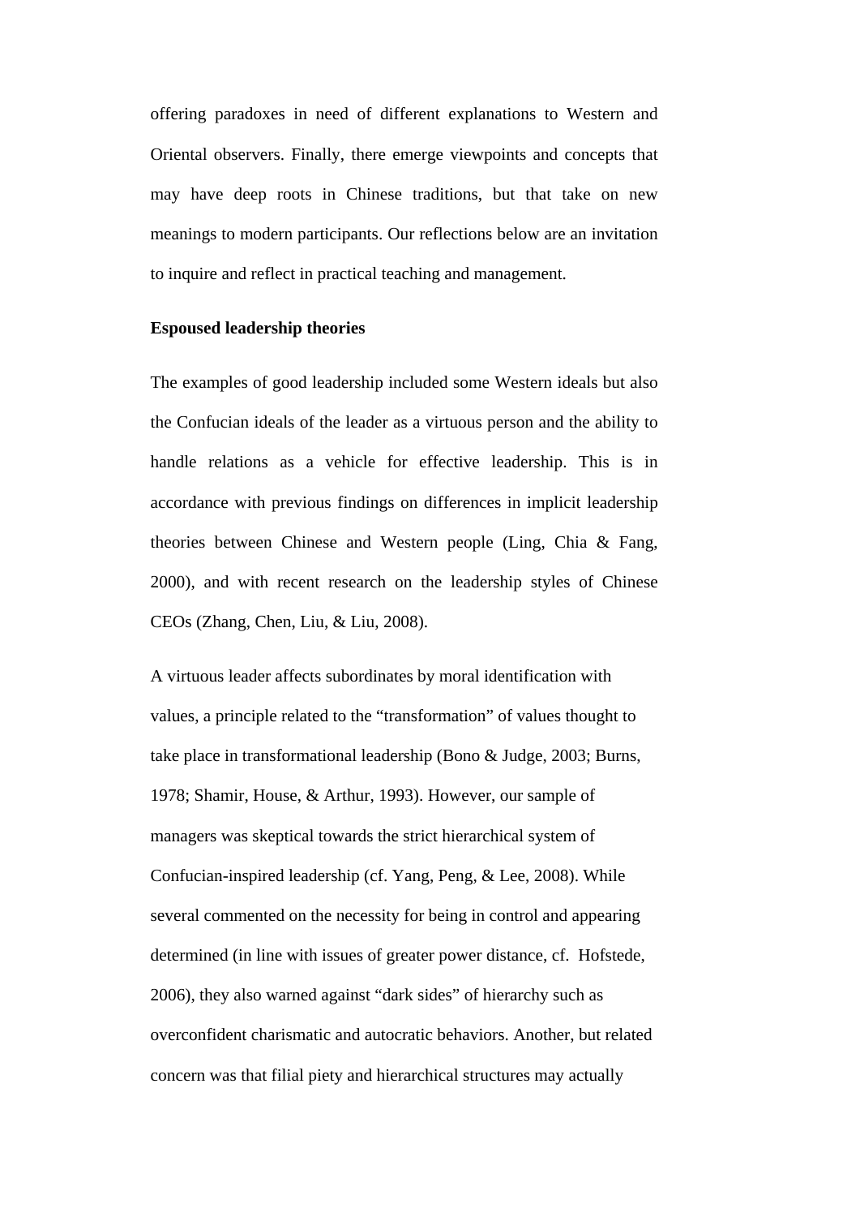offering paradoxes in need of different explanations to Western and Oriental observers. Finally, there emerge viewpoints and concepts that may have deep roots in Chinese traditions, but that take on new meanings to modern participants. Our reflections below are an invitation to inquire and reflect in practical teaching and management.

**Espoused leadership theories**

The examples of good leadership included some Western ideals but also the Confucian ideals of the leader as a virtuous person and the ability to handle relations as a vehicle for effective leadership. This is in accordance with previous findings on differences in implicit leadership theories between Chinese and Western people (Ling, Chia & Fang, 2000), and with recent research on the leadership styles of Chinese CEOs (Zhang, Chen, Liu, & Liu, 2008).

A virtuous leader affects subordinates by moral identification with values, a principle related to the "transformation" of values thought to take place in transformational leadership (Bono & Judge, 2003; Burns, 1978; Shamir, House, & Arthur, 1993). However, our sample of managers was skeptical towards the strict hierarchical system of Confucian-inspired leadership (cf. Yang, Peng, & Lee, 2008). While several commented on the necessity for being in control and appearing determined (in line with issues of greater power distance, cf. Hofstede, 2006), they also warned against "dark sides" of hierarchy such as overconfident charismatic and autocratic behaviors. Another, but related concern was that filial piety and hierarchical structures may actually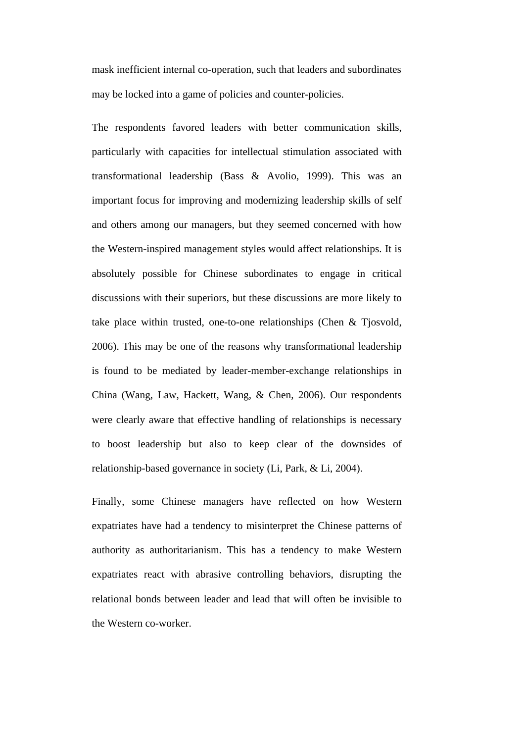mask inefficient internal co-operation, such that leaders and subordinates may be locked into a game of policies and counter-policies.

The respondents favored leaders with better communication skills, particularly with capacities for intellectual stimulation associated with transformational leadership (Bass & Avolio, 1999). This was an important focus for improving and modernizing leadership skills of self and others among our managers, but they seemed concerned with how the Western-inspired management styles would affect relationships. It is absolutely possible for Chinese subordinates to engage in critical discussions with their superiors, but these discussions are more likely to take place within trusted, one-to-one relationships (Chen & Tjosvold, 2006). This may be one of the reasons why transformational leadership is found to be mediated by leader-member-exchange relationships in China (Wang, Law, Hackett, Wang, & Chen, 2006). Our respondents were clearly aware that effective handling of relationships is necessary to boost leadership but also to keep clear of the downsides of relationship-based governance in society (Li, Park, & Li, 2004).

Finally, some Chinese managers have reflected on how Western expatriates have had a tendency to misinterpret the Chinese patterns of authority as authoritarianism. This has a tendency to make Western expatriates react with abrasive controlling behaviors, disrupting the relational bonds between leader and lead that will often be invisible to the Western co-worker.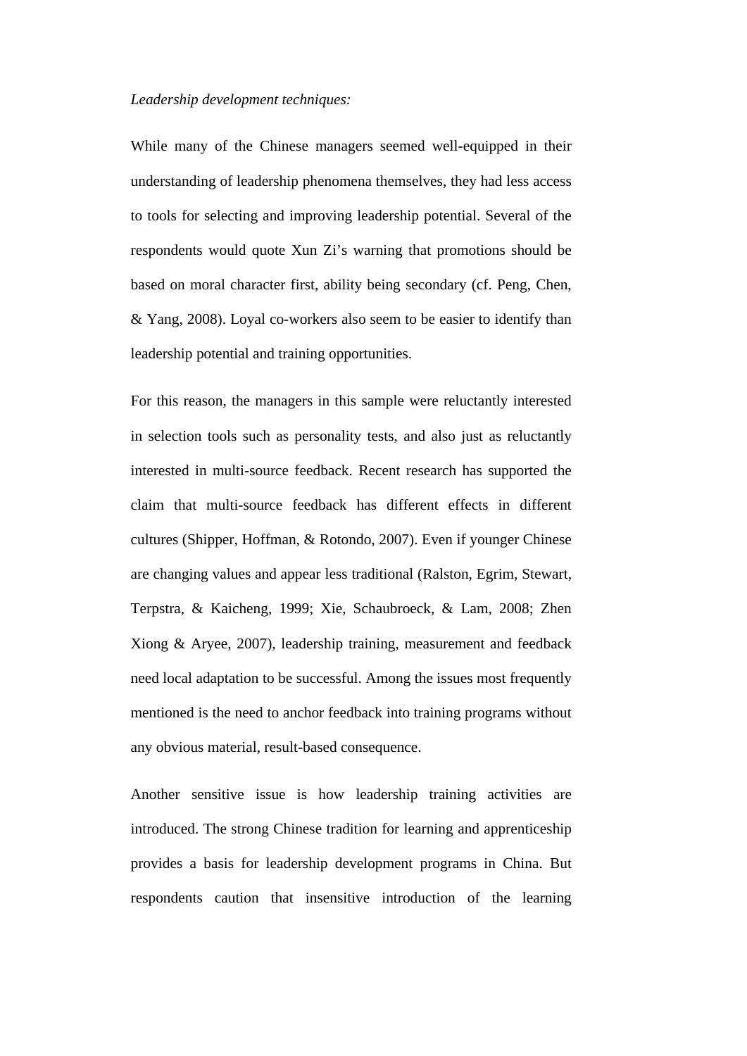*Leadership development techniques:*

While many of the Chinese managers seemed well-equipped in their understanding of leadership phenomena themselves, they had less access to tools for selecting and improving leadership potential. Several of the respondents would quote Xun Zi's warning that promotions should be based on moral character first, ability being secondary (cf. Peng, Chen, & Yang, 2008). Loyal co-workers also seem to be easier to identify than leadership potential and training opportunities.

For this reason, the managers in this sample were reluctantly interested in selection tools such as personality tests, and also just as reluctantly interested in multi-source feedback. Recent research has supported the claim that multi-source feedback has different effects in different cultures (Shipper, Hoffman, & Rotondo, 2007). Even if younger Chinese are changing values and appear less traditional (Ralston, Egrim, Stewart, Terpstra, & Kaicheng, 1999; Xie, Schaubroeck, & Lam, 2008; Zhen Xiong & Aryee, 2007), leadership training, measurement and feedback need local adaptation to be successful. Among the issues most frequently mentioned is the need to anchor feedback into training programs without any obvious material, result-based consequence.

Another sensitive issue is how leadership training activities are introduced. The strong Chinese tradition for learning and apprenticeship provides a basis for leadership development programs in China. But respondents caution that insensitive introduction of the learning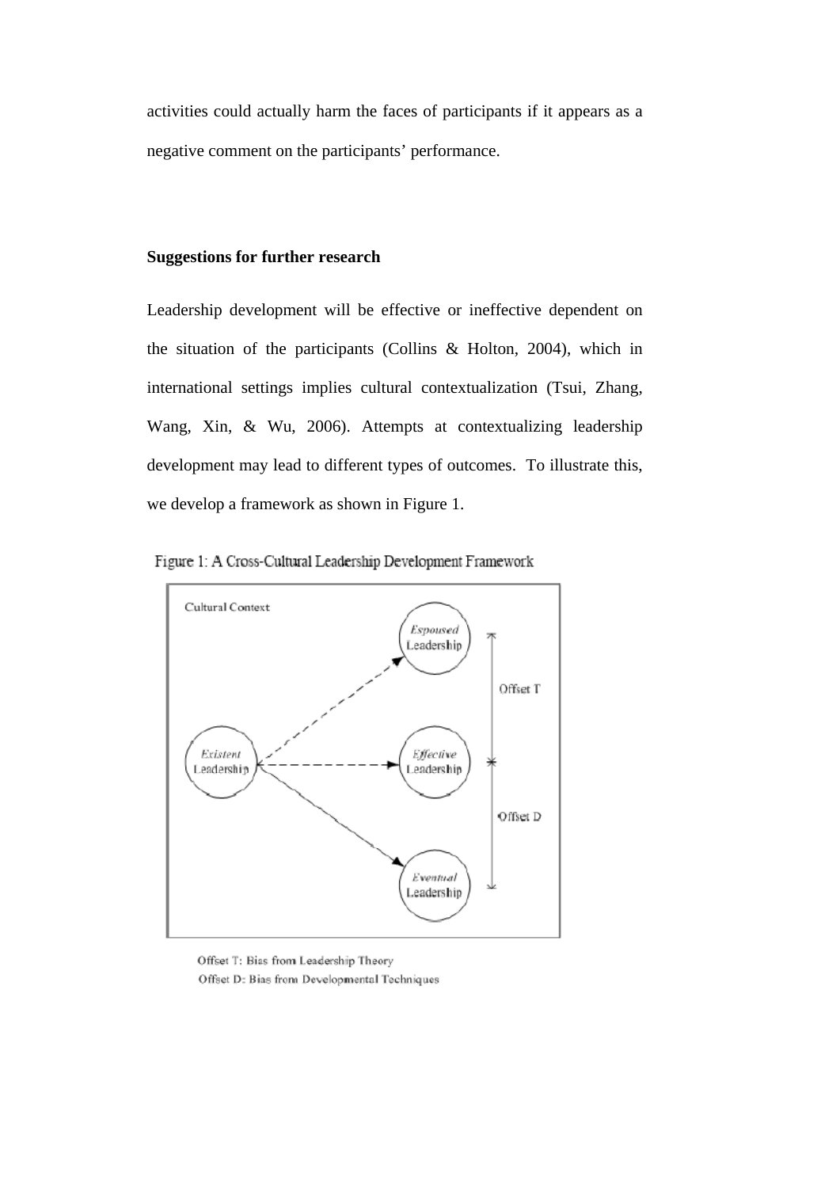activities could actually harm the faces of participants if it appears as a negative comment on the participants' performance.

**Suggestions for further research**

Leadership development will be effective or ineffective dependent on the situation of the participants (Collins & Holton, 2004), which in international settings implies cultural contextualization (Tsui, Zhang, Wang, Xin, & Wu, 2006). Attempts at contextualizing leadership development may lead to different types of outcomes. To illustrate this, we develop a framework as shown in Figure 1.

Figure 1: A Cross-Cultural Leadership Development Framework

Cultural Context

*Existent* Leadership

*Espoused* Leadership

*Effective* Leadership

*Eventual* Leadership

Offset T

Offset D

Offset T: Bias from Leadership Theory
Offset D: Bias from Developmental Techniques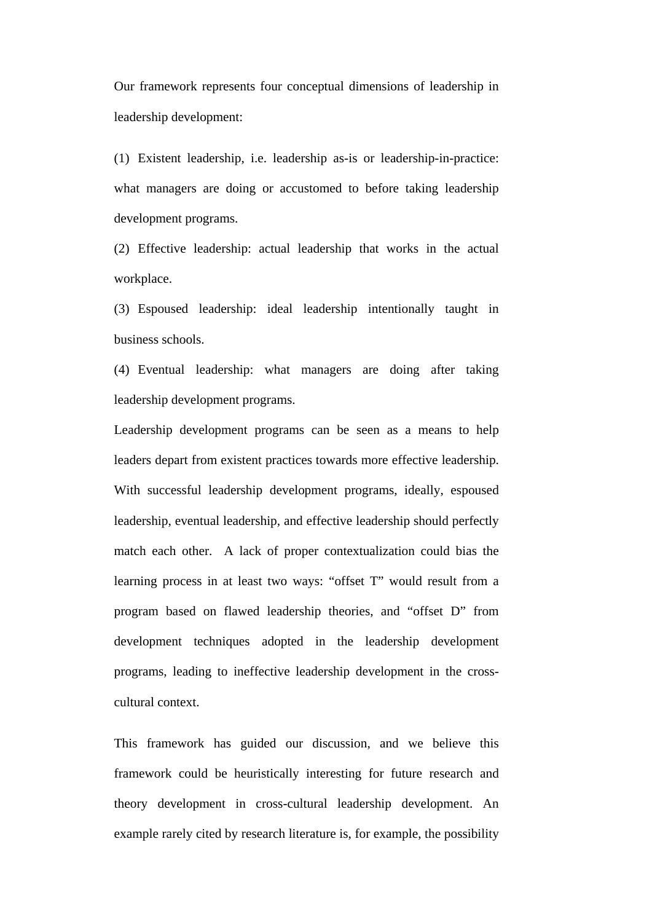Our framework represents four conceptual dimensions of leadership in leadership development:

(1) Existent leadership, i.e. leadership as-is or leadership-in-practice: what managers are doing or accustomed to before taking leadership development programs.

(2) Effective leadership: actual leadership that works in the actual workplace.

(3) Espoused leadership: ideal leadership intentionally taught in business schools.

(4) Eventual leadership: what managers are doing after taking leadership development programs.

Leadership development programs can be seen as a means to help leaders depart from existent practices towards more effective leadership. With successful leadership development programs, ideally, espoused leadership, eventual leadership, and effective leadership should perfectly match each other. A lack of proper contextualization could bias the learning process in at least two ways: "offset T" would result from a program based on flawed leadership theories, and "offset D" from development techniques adopted in the leadership development programs, leading to ineffective leadership development in the cross-cultural context.

This framework has guided our discussion, and we believe this framework could be heuristically interesting for future research and theory development in cross-cultural leadership development. An example rarely cited by research literature is, for example, the possibility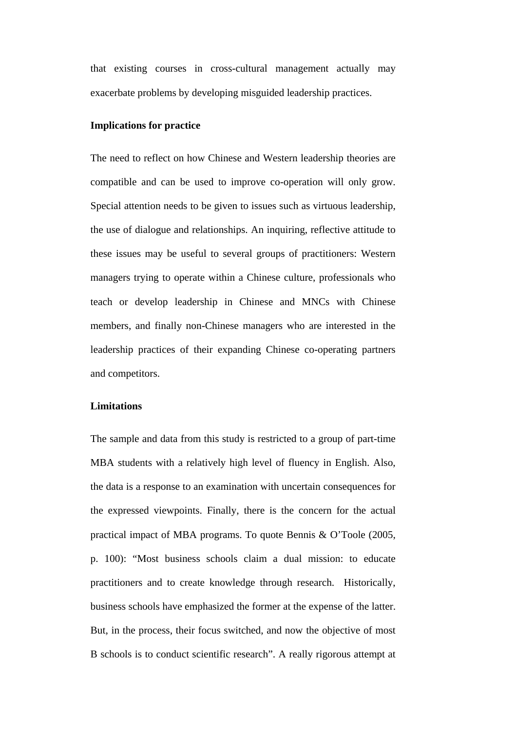that existing courses in cross-cultural management actually may exacerbate problems by developing misguided leadership practices.

**Implications for practice**

The need to reflect on how Chinese and Western leadership theories are compatible and can be used to improve co-operation will only grow. Special attention needs to be given to issues such as virtuous leadership, the use of dialogue and relationships. An inquiring, reflective attitude to these issues may be useful to several groups of practitioners: Western managers trying to operate within a Chinese culture, professionals who teach or develop leadership in Chinese and MNCs with Chinese members, and finally non-Chinese managers who are interested in the leadership practices of their expanding Chinese co-operating partners and competitors.

**Limitations**

The sample and data from this study is restricted to a group of part-time MBA students with a relatively high level of fluency in English. Also, the data is a response to an examination with uncertain consequences for the expressed viewpoints. Finally, there is the concern for the actual practical impact of MBA programs. To quote Bennis & O'Toole (2005, p. 100): "Most business schools claim a dual mission: to educate practitioners and to create knowledge through research. Historically, business schools have emphasized the former at the expense of the latter. But, in the process, their focus switched, and now the objective of most B schools is to conduct scientific research". A really rigorous attempt at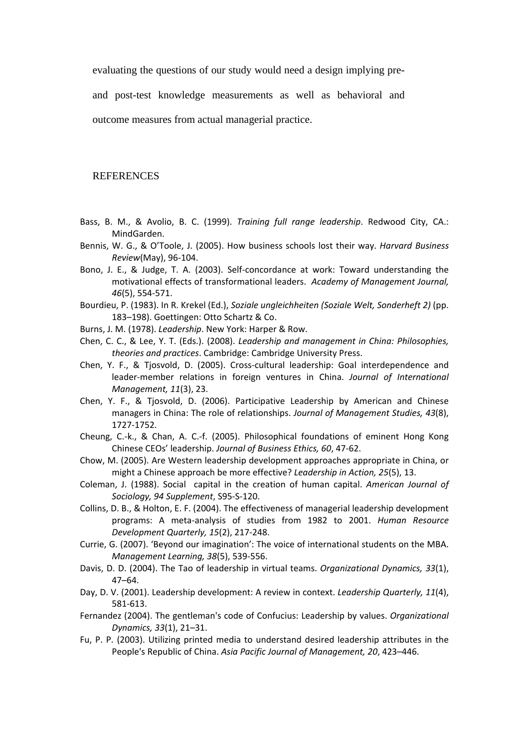evaluating the questions of our study would need a design implying pre- and post-test knowledge measurements as well as behavioral and outcome measures from actual managerial practice.

## REFERENCES

Bass, B. M., & Avolio, B. C. (1999). *Training full range leadership*. Redwood City, CA.: MindGarden.

Bennis, W. G., & O'Toole, J. (2005). How business schools lost their way. *Harvard Business Review*(May), 96-104.

Bono, J. E., & Judge, T. A. (2003). Self-concordance at work: Toward understanding the motivational effects of transformational leaders. *Academy of Management Journal, 46*(5), 554-571.

Bourdieu, P. (1983). In R. Krekel (Ed.), *Soziale ungleichheiten (Soziale Welt, Sonderheft 2)* (pp. 183–198). Goettingen: Otto Schartz & Co.

Burns, J. M. (1978). *Leadership*. New York: Harper & Row.

Chen, C. C., & Lee, Y. T. (Eds.). (2008). *Leadership and management in China: Philosophies, theories and practices*. Cambridge: Cambridge University Press.

Chen, Y. F., & Tjosvold, D. (2005). Cross-cultural leadership: Goal interdependence and leader-member relations in foreign ventures in China. *Journal of International Management, 11*(3), 23.

Chen, Y. F., & Tjosvold, D. (2006). Participative Leadership by American and Chinese managers in China: The role of relationships. *Journal of Management Studies, 43*(8), 1727-1752.

Cheung, C.-k., & Chan, A. C.-f. (2005). Philosophical foundations of eminent Hong Kong Chinese CEOs' leadership. *Journal of Business Ethics, 60*, 47-62.

Chow, M. (2005). Are Western leadership development approaches appropriate in China, or might a Chinese approach be more effective? *Leadership in Action, 25*(5), 13.

Coleman, J. (1988). Social capital in the creation of human capital. *American Journal of Sociology, 94 Supplement*, S95-S-120.

Collins, D. B., & Holton, E. F. (2004). The effectiveness of managerial leadership development programs: A meta-analysis of studies from 1982 to 2001. *Human Resource Development Quarterly, 15*(2), 217-248.

Currie, G. (2007). 'Beyond our imagination': The voice of international students on the MBA. *Management Learning, 38*(5), 539-556.

Davis, D. D. (2004). The Tao of leadership in virtual teams. *Organizational Dynamics, 33*(1), 47–64.

Day, D. V. (2001). Leadership development: A review in context. *Leadership Quarterly, 11*(4), 581-613.

Fernandez (2004). The gentleman's code of Confucius: Leadership by values. *Organizational Dynamics, 33*(1), 21–31.

Fu, P. P. (2003). Utilizing printed media to understand desired leadership attributes in the People's Republic of China. *Asia Pacific Journal of Management, 20*, 423–446.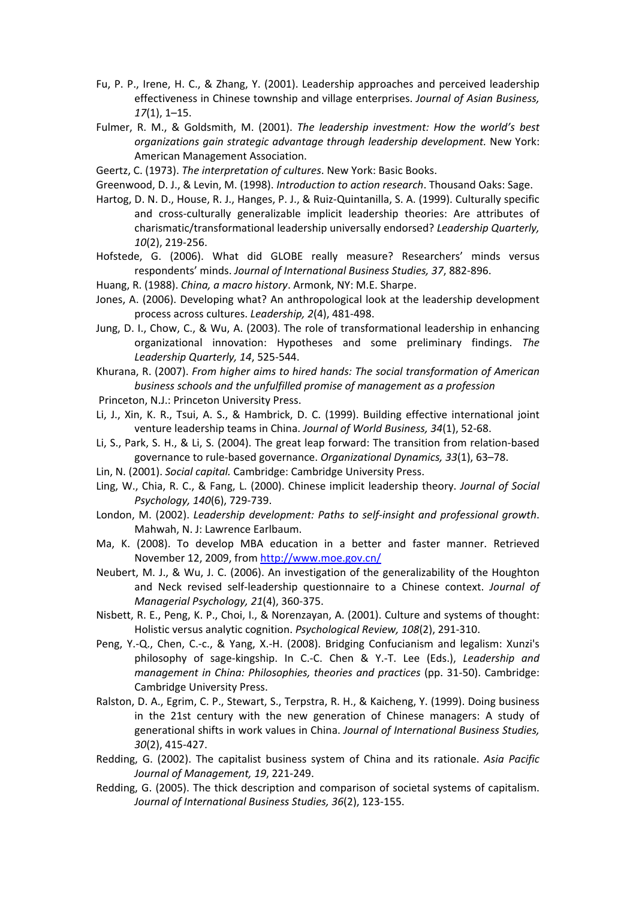Fu, P. P., Irene, H. C., & Zhang, Y. (2001). Leadership approaches and perceived leadership effectiveness in Chinese township and village enterprises. *Journal of Asian Business, 17*(1), 1–15.

Fulmer, R. M., & Goldsmith, M. (2001). *The leadership investment: How the world's best organizations gain strategic advantage through leadership development.* New York: American Management Association.

Geertz, C. (1973). *The interpretation of cultures*. New York: Basic Books.

Greenwood, D. J., & Levin, M. (1998). *Introduction to action research*. Thousand Oaks: Sage.

Hartog, D. N. D., House, R. J., Hanges, P. J., & Ruiz-Quintanilla, S. A. (1999). Culturally specific and cross-culturally generalizable implicit leadership theories: Are attributes of charismatic/transformational leadership universally endorsed? *Leadership Quarterly, 10*(2), 219-256.

Hofstede, G. (2006). What did GLOBE really measure? Researchers' minds versus respondents' minds. *Journal of International Business Studies, 37*, 882-896.

Huang, R. (1988). *China, a macro history*. Armonk, NY: M.E. Sharpe.

Jones, A. (2006). Developing what? An anthropological look at the leadership development process across cultures. *Leadership, 2*(4), 481-498.

Jung, D. I., Chow, C., & Wu, A. (2003). The role of transformational leadership in enhancing organizational innovation: Hypotheses and some preliminary findings. *The Leadership Quarterly, 14*, 525-544.

Khurana, R. (2007). *From higher aims to hired hands: The social transformation of American business schools and the unfulfilled promise of management as a profession*
Princeton, N.J.: Princeton University Press.

Li, J., Xin, K. R., Tsui, A. S., & Hambrick, D. C. (1999). Building effective international joint venture leadership teams in China. *Journal of World Business, 34*(1), 52-68.

Li, S., Park, S. H., & Li, S. (2004). The great leap forward: The transition from relation-based governance to rule-based governance. *Organizational Dynamics, 33*(1), 63–78.

Lin, N. (2001). *Social capital.* Cambridge: Cambridge University Press.

Ling, W., Chia, R. C., & Fang, L. (2000). Chinese implicit leadership theory. *Journal of Social Psychology, 140*(6), 729-739.

London, M. (2002). *Leadership development: Paths to self-insight and professional growth*. Mahwah, N. J: Lawrence Earlbaum.

Ma, K. (2008). To develop MBA education in a better and faster manner. Retrieved November 12, 2009, from http://www.moe.gov.cn/

Neubert, M. J., & Wu, J. C. (2006). An investigation of the generalizability of the Houghton and Neck revised self-leadership questionnaire to a Chinese context. *Journal of Managerial Psychology, 21*(4), 360-375.

Nisbett, R. E., Peng, K. P., Choi, I., & Norenzayan, A. (2001). Culture and systems of thought: Holistic versus analytic cognition. *Psychological Review, 108*(2), 291-310.

Peng, Y.-Q., Chen, C.-c., & Yang, X.-H. (2008). Bridging Confucianism and legalism: Xunzi's philosophy of sage-kingship. In C.-C. Chen & Y.-T. Lee (Eds.), *Leadership and management in China: Philosophies, theories and practices* (pp. 31-50). Cambridge: Cambridge University Press.

Ralston, D. A., Egrim, C. P., Stewart, S., Terpstra, R. H., & Kaicheng, Y. (1999). Doing business in the 21st century with the new generation of Chinese managers: A study of generational shifts in work values in China. *Journal of International Business Studies, 30*(2), 415-427.

Redding, G. (2002). The capitalist business system of China and its rationale. *Asia Pacific Journal of Management, 19*, 221-249.

Redding, G. (2005). The thick description and comparison of societal systems of capitalism. *Journal of International Business Studies, 36*(2), 123-155.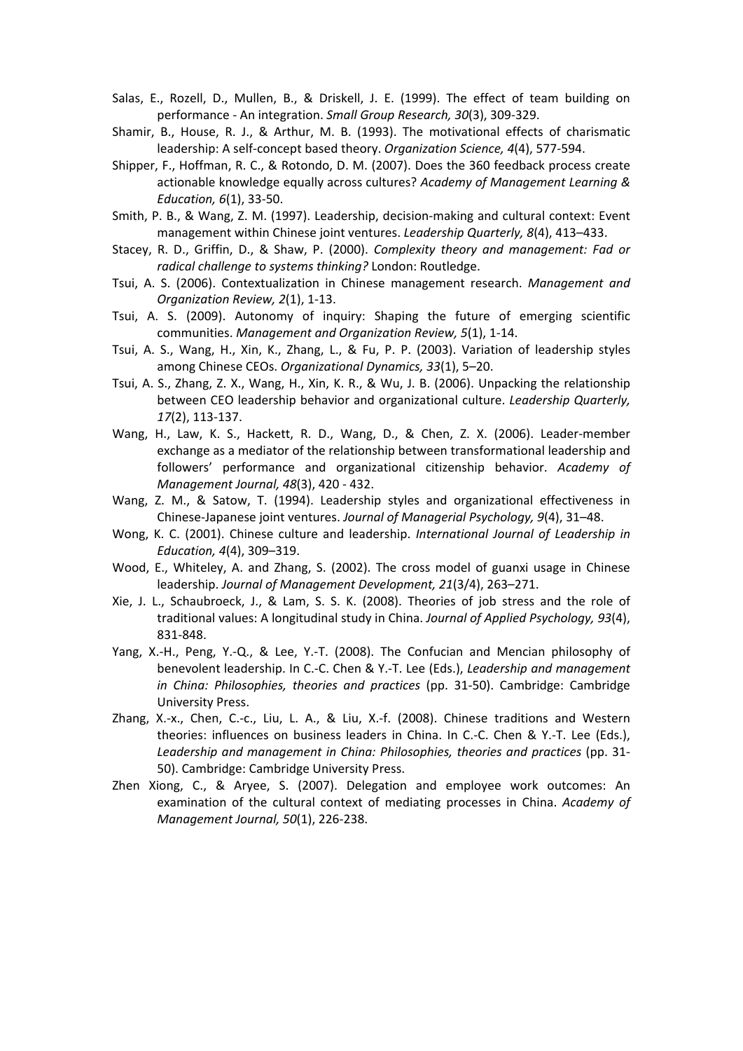Salas, E., Rozell, D., Mullen, B., & Driskell, J. E. (1999). The effect of team building on performance - An integration. *Small Group Research, 30*(3), 309-329.

Shamir, B., House, R. J., & Arthur, M. B. (1993). The motivational effects of charismatic leadership: A self-concept based theory. *Organization Science, 4*(4), 577-594.

Shipper, F., Hoffman, R. C., & Rotondo, D. M. (2007). Does the 360 feedback process create actionable knowledge equally across cultures? *Academy of Management Learning & Education, 6*(1), 33-50.

Smith, P. B., & Wang, Z. M. (1997). Leadership, decision-making and cultural context: Event management within Chinese joint ventures. *Leadership Quarterly, 8*(4), 413–433.

Stacey, R. D., Griffin, D., & Shaw, P. (2000). *Complexity theory and management: Fad or radical challenge to systems thinking?* London: Routledge.

Tsui, A. S. (2006). Contextualization in Chinese management research. *Management and Organization Review, 2*(1), 1-13.

Tsui, A. S. (2009). Autonomy of inquiry: Shaping the future of emerging scientific communities. *Management and Organization Review, 5*(1), 1-14.

Tsui, A. S., Wang, H., Xin, K., Zhang, L., & Fu, P. P. (2003). Variation of leadership styles among Chinese CEOs. *Organizational Dynamics, 33*(1), 5–20.

Tsui, A. S., Zhang, Z. X., Wang, H., Xin, K. R., & Wu, J. B. (2006). Unpacking the relationship between CEO leadership behavior and organizational culture. *Leadership Quarterly, 17*(2), 113-137.

Wang, H., Law, K. S., Hackett, R. D., Wang, D., & Chen, Z. X. (2006). Leader-member exchange as a mediator of the relationship between transformational leadership and followers' performance and organizational citizenship behavior. *Academy of Management Journal, 48*(3), 420 - 432.

Wang, Z. M., & Satow, T. (1994). Leadership styles and organizational effectiveness in Chinese-Japanese joint ventures. *Journal of Managerial Psychology, 9*(4), 31–48.

Wong, K. C. (2001). Chinese culture and leadership. *International Journal of Leadership in Education, 4*(4), 309–319.

Wood, E., Whiteley, A. and Zhang, S. (2002). The cross model of guanxi usage in Chinese leadership. *Journal of Management Development, 21*(3/4), 263–271.

Xie, J. L., Schaubroeck, J., & Lam, S. S. K. (2008). Theories of job stress and the role of traditional values: A longitudinal study in China. *Journal of Applied Psychology, 93*(4), 831-848.

Yang, X.-H., Peng, Y.-Q., & Lee, Y.-T. (2008). The Confucian and Mencian philosophy of benevolent leadership. In C.-C. Chen & Y.-T. Lee (Eds.), *Leadership and management in China: Philosophies, theories and practices* (pp. 31-50). Cambridge: Cambridge University Press.

Zhang, X.-x., Chen, C.-c., Liu, L. A., & Liu, X.-f. (2008). Chinese traditions and Western theories: influences on business leaders in China. In C.-C. Chen & Y.-T. Lee (Eds.), *Leadership and management in China: Philosophies, theories and practices* (pp. 31-50). Cambridge: Cambridge University Press.

Zhen Xiong, C., & Aryee, S. (2007). Delegation and employee work outcomes: An examination of the cultural context of mediating processes in China. *Academy of Management Journal, 50*(1), 226-238.